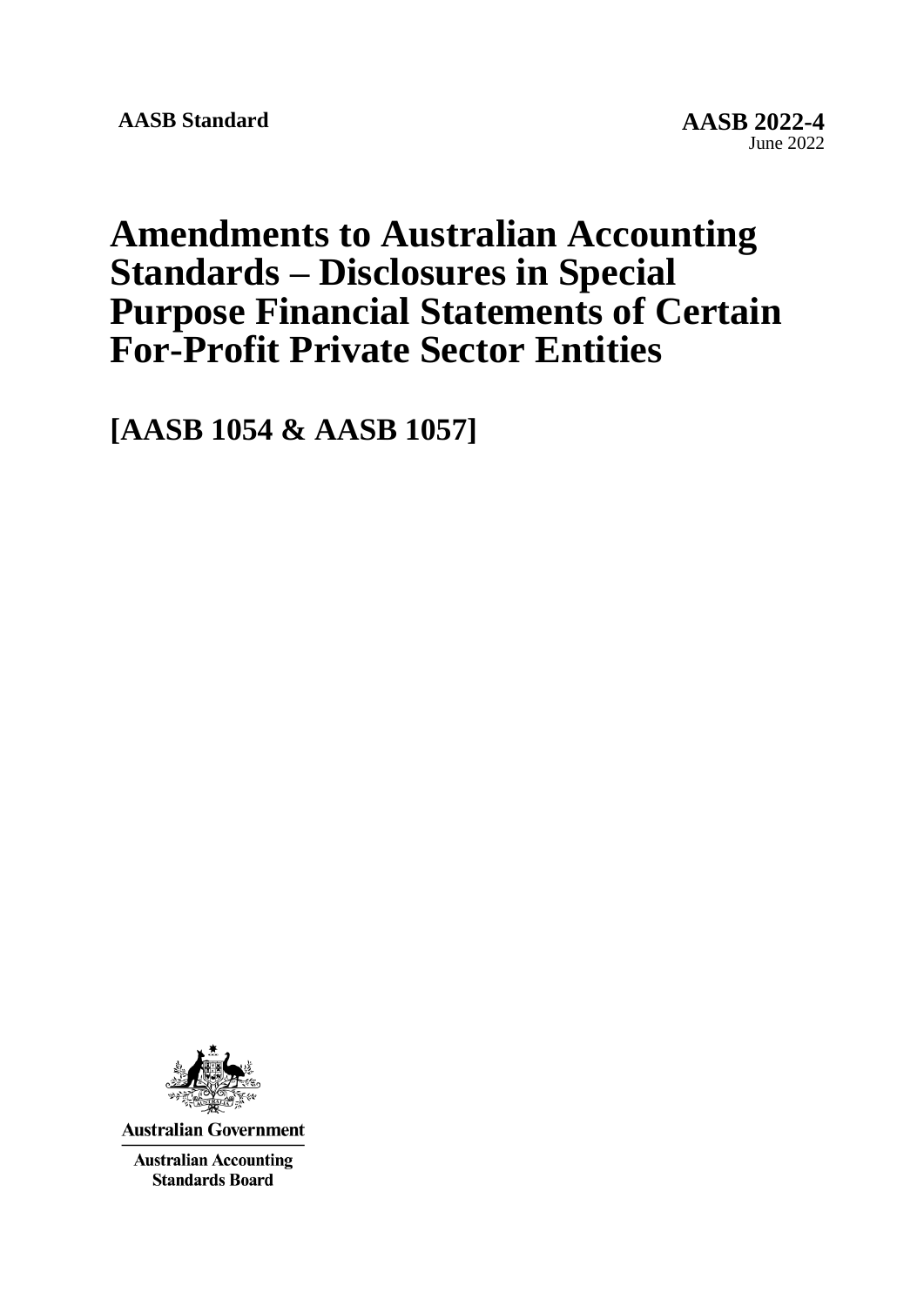**AASB Standard**

**AASB 2022-4**
June 2022

# Amendments to Australian Accounting Standards – Disclosures in Special Purpose Financial Statements of Certain For-Profit Private Sector Entities

# [AASB 1054 & AASB 1057]

Australian Government

Australian Accounting Standards Board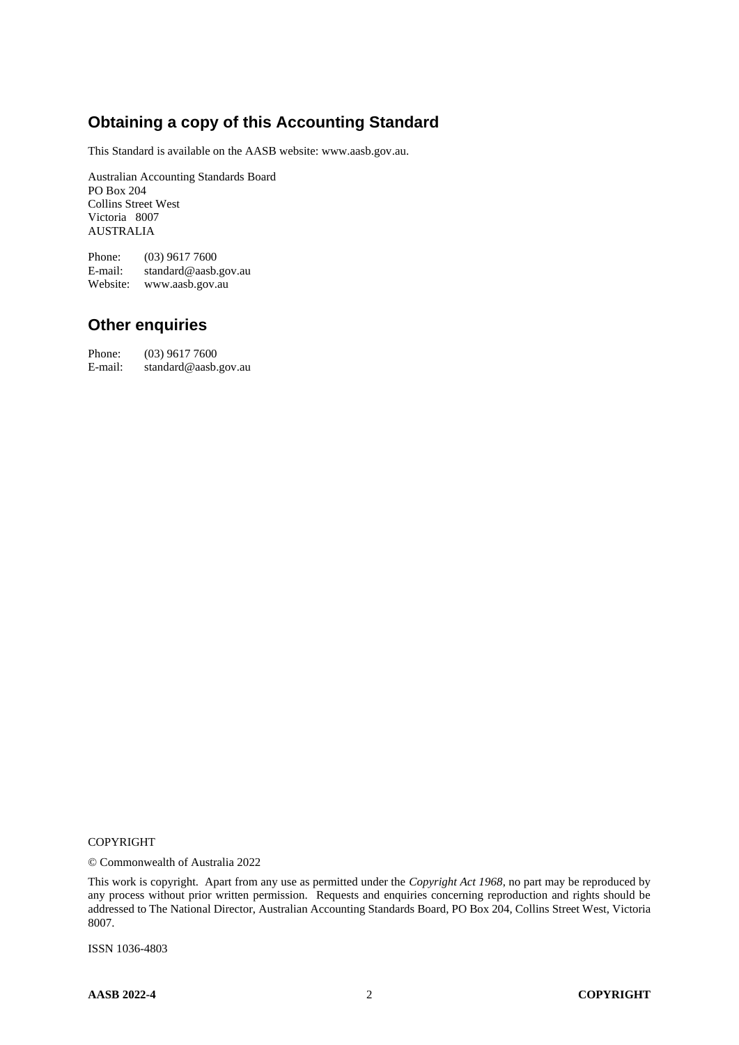## Obtaining a copy of this Accounting Standard

This Standard is available on the AASB website: www.aasb.gov.au.

Australian Accounting Standards Board  
PO Box 204  
Collins Street West  
Victoria 8007  
AUSTRALIA

Phone: (03) 9617 7600  
E-mail: standard@aasb.gov.au  
Website: www.aasb.gov.au

## Other enquiries

Phone: (03) 9617 7600  
E-mail: standard@aasb.gov.au

COPYRIGHT

© Commonwealth of Australia 2022

This work is copyright. Apart from any use as permitted under the *Copyright Act 1968*, no part may be reproduced by any process without prior written permission. Requests and enquiries concerning reproduction and rights should be addressed to The National Director, Australian Accounting Standards Board, PO Box 204, Collins Street West, Victoria 8007.

ISSN 1036-4803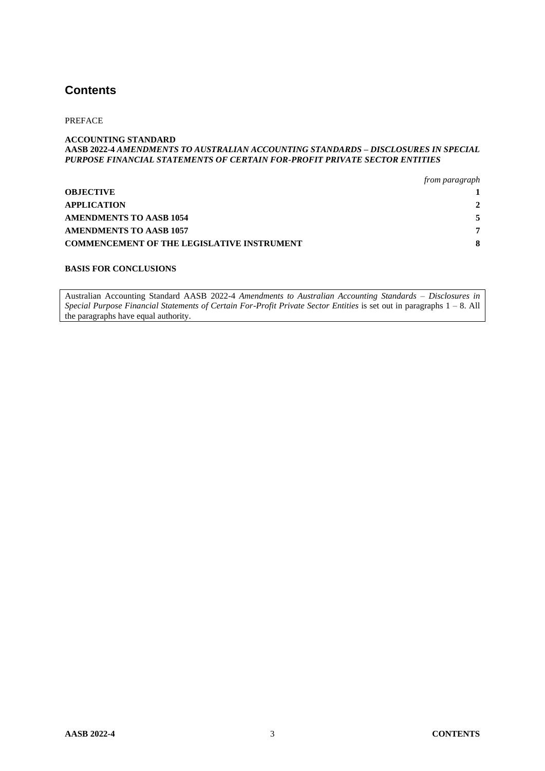## Contents

PREFACE

**ACCOUNTING STANDARD**
**AASB 2022-4** ***AMENDMENTS TO AUSTRALIAN ACCOUNTING STANDARDS – DISCLOSURES IN SPECIAL PURPOSE FINANCIAL STATEMENTS OF CERTAIN FOR-PROFIT PRIVATE SECTOR ENTITIES***

| | *from paragraph* |
|---|---|
| **OBJECTIVE** | **1** |
| **APPLICATION** | **2** |
| **AMENDMENTS TO AASB 1054** | **5** |
| **AMENDMENTS TO AASB 1057** | **7** |
| **COMMENCEMENT OF THE LEGISLATIVE INSTRUMENT** | **8** |

**BASIS FOR CONCLUSIONS**

Australian Accounting Standard AASB 2022-4 *Amendments to Australian Accounting Standards – Disclosures in Special Purpose Financial Statements of Certain For-Profit Private Sector Entities* is set out in paragraphs 1 – 8. All the paragraphs have equal authority.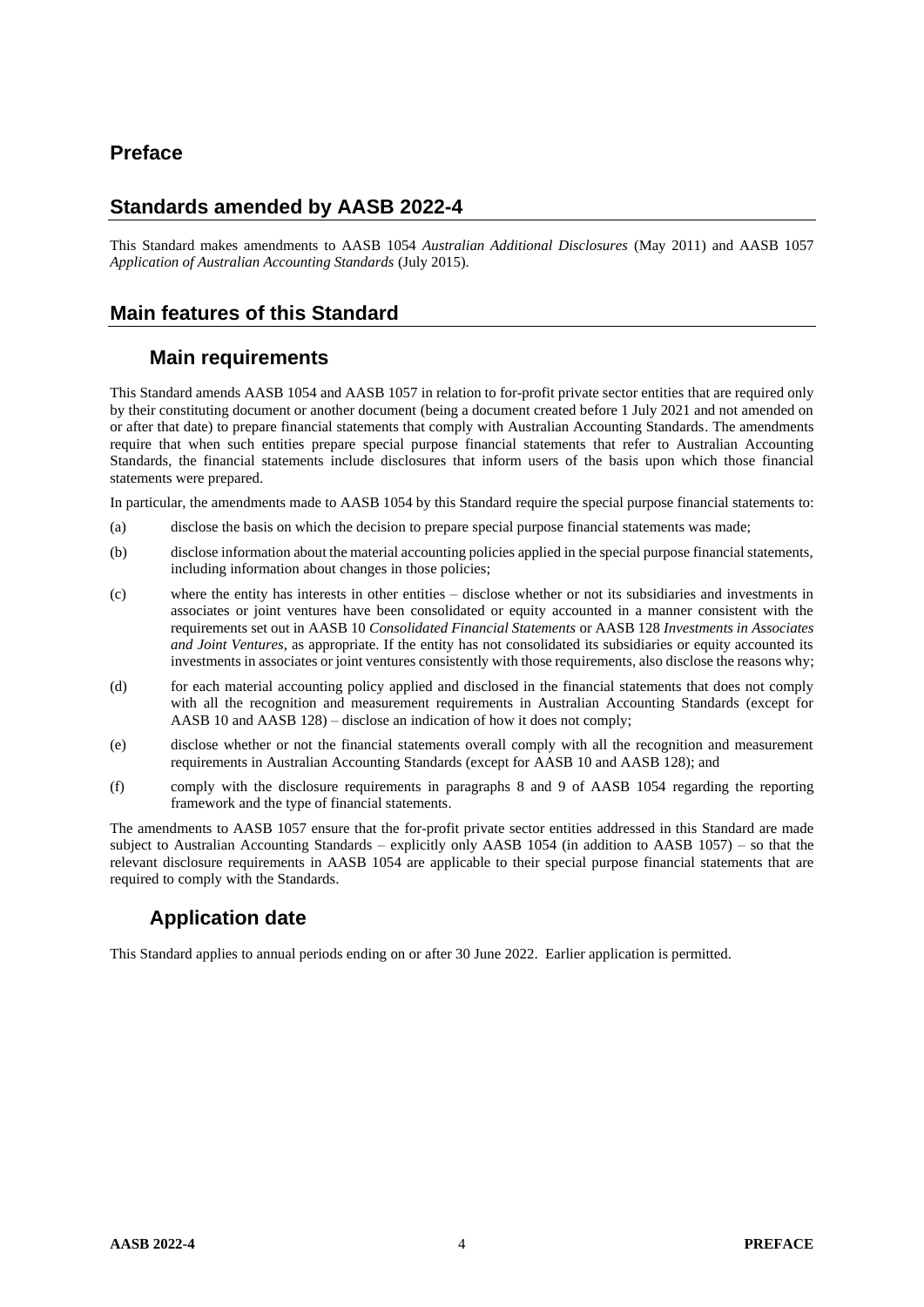# Preface

## Standards amended by AASB 2022-4

This Standard makes amendments to AASB 1054 *Australian Additional Disclosures* (May 2011) and AASB 1057 *Application of Australian Accounting Standards* (July 2015).

## Main features of this Standard

### Main requirements

This Standard amends AASB 1054 and AASB 1057 in relation to for-profit private sector entities that are required only by their constituting document or another document (being a document created before 1 July 2021 and not amended on or after that date) to prepare financial statements that comply with Australian Accounting Standards. The amendments require that when such entities prepare special purpose financial statements that refer to Australian Accounting Standards, the financial statements include disclosures that inform users of the basis upon which those financial statements were prepared.

In particular, the amendments made to AASB 1054 by this Standard require the special purpose financial statements to:

(a) disclose the basis on which the decision to prepare special purpose financial statements was made;

(b) disclose information about the material accounting policies applied in the special purpose financial statements, including information about changes in those policies;

(c) where the entity has interests in other entities – disclose whether or not its subsidiaries and investments in associates or joint ventures have been consolidated or equity accounted in a manner consistent with the requirements set out in AASB 10 *Consolidated Financial Statements* or AASB 128 *Investments in Associates and Joint Ventures*, as appropriate. If the entity has not consolidated its subsidiaries or equity accounted its investments in associates or joint ventures consistently with those requirements, also disclose the reasons why;

(d) for each material accounting policy applied and disclosed in the financial statements that does not comply with all the recognition and measurement requirements in Australian Accounting Standards (except for AASB 10 and AASB 128) – disclose an indication of how it does not comply;

(e) disclose whether or not the financial statements overall comply with all the recognition and measurement requirements in Australian Accounting Standards (except for AASB 10 and AASB 128); and

(f) comply with the disclosure requirements in paragraphs 8 and 9 of AASB 1054 regarding the reporting framework and the type of financial statements.

The amendments to AASB 1057 ensure that the for-profit private sector entities addressed in this Standard are made subject to Australian Accounting Standards – explicitly only AASB 1054 (in addition to AASB 1057) – so that the relevant disclosure requirements in AASB 1054 are applicable to their special purpose financial statements that are required to comply with the Standards.

### Application date

This Standard applies to annual periods ending on or after 30 June 2022. Earlier application is permitted.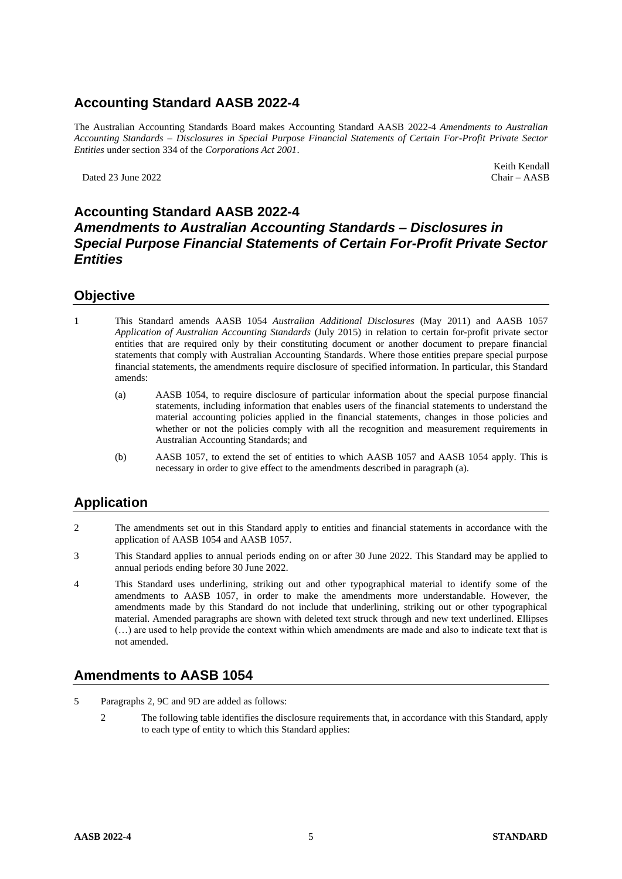## Accounting Standard AASB 2022-4

The Australian Accounting Standards Board makes Accounting Standard AASB 2022-4 *Amendments to Australian Accounting Standards – Disclosures in Special Purpose Financial Statements of Certain For-Profit Private Sector Entities* under section 334 of the *Corporations Act 2001*.

Dated 23 June 2022

Keith Kendall
Chair – AASB

## Accounting Standard AASB 2022-4
## *Amendments to Australian Accounting Standards – Disclosures in Special Purpose Financial Statements of Certain For-Profit Private Sector Entities*

## Objective

1 This Standard amends AASB 1054 *Australian Additional Disclosures* (May 2011) and AASB 1057 *Application of Australian Accounting Standards* (July 2015) in relation to certain for-profit private sector entities that are required only by their constituting document or another document to prepare financial statements that comply with Australian Accounting Standards. Where those entities prepare special purpose financial statements, the amendments require disclosure of specified information. In particular, this Standard amends:

(a) AASB 1054, to require disclosure of particular information about the special purpose financial statements, including information that enables users of the financial statements to understand the material accounting policies applied in the financial statements, changes in those policies and whether or not the policies comply with all the recognition and measurement requirements in Australian Accounting Standards; and

(b) AASB 1057, to extend the set of entities to which AASB 1057 and AASB 1054 apply. This is necessary in order to give effect to the amendments described in paragraph (a).

## Application

2 The amendments set out in this Standard apply to entities and financial statements in accordance with the application of AASB 1054 and AASB 1057.

3 This Standard applies to annual periods ending on or after 30 June 2022. This Standard may be applied to annual periods ending before 30 June 2022.

4 This Standard uses underlining, striking out and other typographical material to identify some of the amendments to AASB 1057, in order to make the amendments more understandable. However, the amendments made by this Standard do not include that underlining, striking out or other typographical material. Amended paragraphs are shown with deleted text struck through and new text underlined. Ellipses (…) are used to help provide the context within which amendments are made and also to indicate text that is not amended.

## Amendments to AASB 1054

5 Paragraphs 2, 9C and 9D are added as follows:

2 The following table identifies the disclosure requirements that, in accordance with this Standard, apply to each type of entity to which this Standard applies: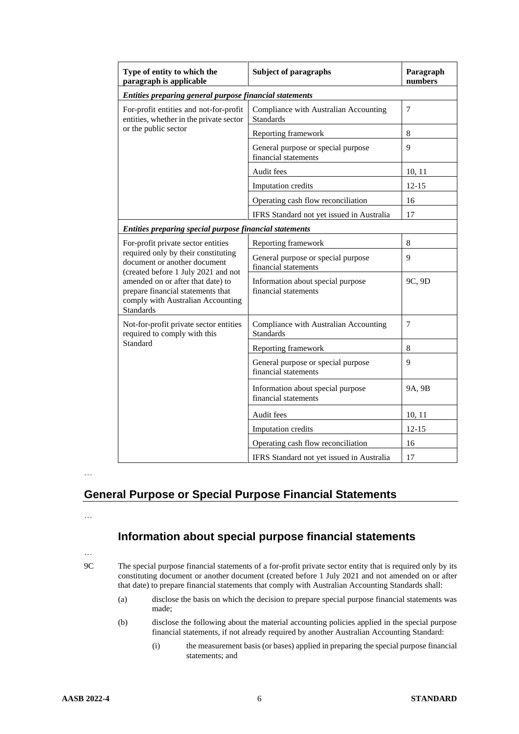| Type of entity to which the paragraph is applicable | Subject of paragraphs | Paragraph numbers |
| --- | --- | --- |
| ***Entities preparing general purpose financial statements*** | | |
| For-profit entities and not-for-profit entities, whether in the private sector or the public sector | Compliance with Australian Accounting Standards | 7 |
| | Reporting framework | 8 |
| | General purpose or special purpose financial statements | 9 |
| | Audit fees | 10, 11 |
| | Imputation credits | 12-15 |
| | Operating cash flow reconciliation | 16 |
| | IFRS Standard not yet issued in Australia | 17 |
| ***Entities preparing special purpose financial statements*** | | |
| For-profit private sector entities required only by their constituting document or another document (created before 1 July 2021 and not amended on or after that date) to prepare financial statements that comply with Australian Accounting Standards | Reporting framework | 8 |
| | General purpose or special purpose financial statements | 9 |
| | Information about special purpose financial statements | 9C, 9D |
| Not-for-profit private sector entities required to comply with this Standard | Compliance with Australian Accounting Standards | 7 |
| | Reporting framework | 8 |
| | General purpose or special purpose financial statements | 9 |
| | Information about special purpose financial statements | 9A, 9B |
| | Audit fees | 10, 11 |
| | Imputation credits | 12-15 |
| | Operating cash flow reconciliation | 16 |
| | IFRS Standard not yet issued in Australia | 17 |

…

## General Purpose or Special Purpose Financial Statements

…

### Information about special purpose financial statements

…

9C The special purpose financial statements of a for-profit private sector entity that is required only by its constituting document or another document (created before 1 July 2021 and not amended on or after that date) to prepare financial statements that comply with Australian Accounting Standards shall:

(a) disclose the basis on which the decision to prepare special purpose financial statements was made;

(b) disclose the following about the material accounting policies applied in the special purpose financial statements, if not already required by another Australian Accounting Standard:

  (i) the measurement basis (or bases) applied in preparing the special purpose financial statements; and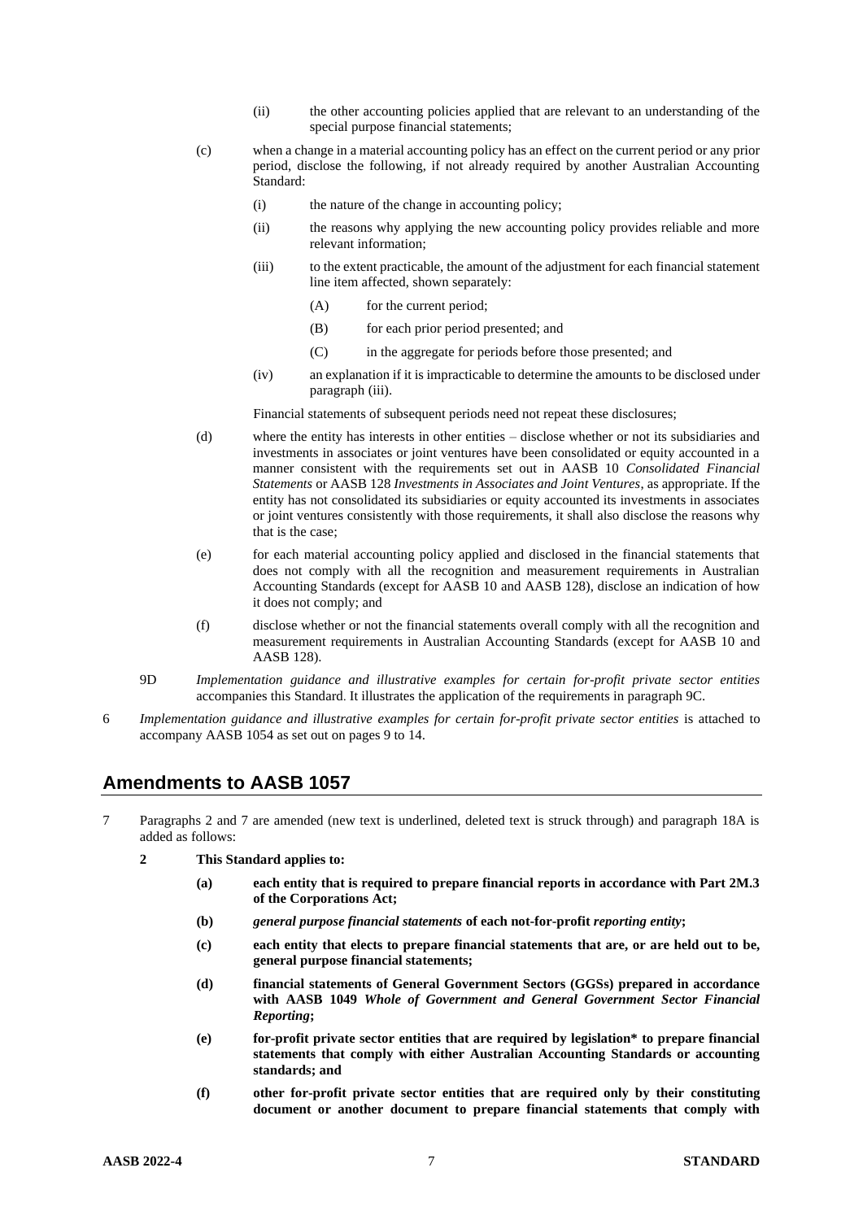(ii) the other accounting policies applied that are relevant to an understanding of the special purpose financial statements;

(c) when a change in a material accounting policy has an effect on the current period or any prior period, disclose the following, if not already required by another Australian Accounting Standard:

(i) the nature of the change in accounting policy;

(ii) the reasons why applying the new accounting policy provides reliable and more relevant information;

(iii) to the extent practicable, the amount of the adjustment for each financial statement line item affected, shown separately:

(A) for the current period;

(B) for each prior period presented; and

(C) in the aggregate for periods before those presented; and

(iv) an explanation if it is impracticable to determine the amounts to be disclosed under paragraph (iii).

Financial statements of subsequent periods need not repeat these disclosures;

(d) where the entity has interests in other entities – disclose whether or not its subsidiaries and investments in associates or joint ventures have been consolidated or equity accounted in a manner consistent with the requirements set out in AASB 10 *Consolidated Financial Statements* or AASB 128 *Investments in Associates and Joint Ventures*, as appropriate. If the entity has not consolidated its subsidiaries or equity accounted its investments in associates or joint ventures consistently with those requirements, it shall also disclose the reasons why that is the case;

(e) for each material accounting policy applied and disclosed in the financial statements that does not comply with all the recognition and measurement requirements in Australian Accounting Standards (except for AASB 10 and AASB 128), disclose an indication of how it does not comply; and

(f) disclose whether or not the financial statements overall comply with all the recognition and measurement requirements in Australian Accounting Standards (except for AASB 10 and AASB 128).

9D *Implementation guidance and illustrative examples for certain for-profit private sector entities* accompanies this Standard. It illustrates the application of the requirements in paragraph 9C.

6 *Implementation guidance and illustrative examples for certain for-profit private sector entities* is attached to accompany AASB 1054 as set out on pages 9 to 14.

## Amendments to AASB 1057

7 Paragraphs 2 and 7 are amended (new text is underlined, deleted text is struck through) and paragraph 18A is added as follows:

**2 This Standard applies to:**

**(a) each entity that is required to prepare financial reports in accordance with Part 2M.3 of the Corporations Act;**

**(b)** ***general purpose financial statements*** **of each not-for-profit** ***reporting entity*****;**

**(c) each entity that elects to prepare financial statements that are, or are held out to be, general purpose financial statements;**

**(d) financial statements of General Government Sectors (GGSs) prepared in accordance with AASB 1049** ***Whole of Government and General Government Sector Financial Reporting*****;**

**(e) for-profit private sector entities that are required by legislation\* to prepare financial statements that comply with either Australian Accounting Standards or accounting standards; and**

**(f) other for-profit private sector entities that are required only by their constituting document or another document to prepare financial statements that comply with**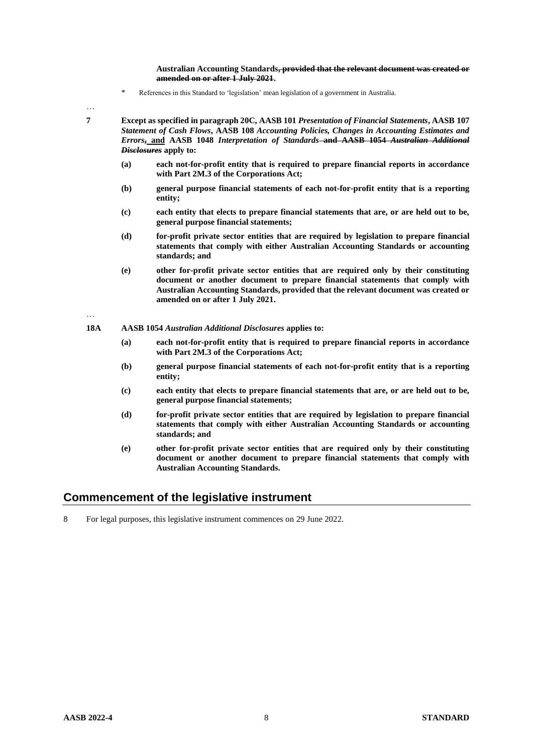**Australian Accounting Standards~~, provided that the relevant document was created or amended on or after 1 July 2021~~.**

\* References in this Standard to 'legislation' mean legislation of a government in Australia.

…

**7 Except as specified in paragraph 20C, AASB 101 *Presentation of Financial Statements*, AASB 107 *Statement of Cash Flows*, AASB 108 *Accounting Policies, Changes in Accounting Estimates and Errors*~~,~~ <u>and</u> AASB 1048 *Interpretation of Standards* ~~and AASB 1054 *Australian Additional Disclosures*~~ apply to:**

**(a) each not-for-profit entity that is required to prepare financial reports in accordance with Part 2M.3 of the Corporations Act;**

**(b) general purpose financial statements of each not-for-profit entity that is a reporting entity;**

**(c) each entity that elects to prepare financial statements that are, or are held out to be, general purpose financial statements;**

**(d) for-profit private sector entities that are required by legislation to prepare financial statements that comply with either Australian Accounting Standards or accounting standards; and**

**(e) other for-profit private sector entities that are required only by their constituting document or another document to prepare financial statements that comply with Australian Accounting Standards, provided that the relevant document was created or amended on or after 1 July 2021.**

…

**18A AASB 1054 *Australian Additional Disclosures* applies to:**

**(a) each not-for-profit entity that is required to prepare financial reports in accordance with Part 2M.3 of the Corporations Act;**

**(b) general purpose financial statements of each not-for-profit entity that is a reporting entity;**

**(c) each entity that elects to prepare financial statements that are, or are held out to be, general purpose financial statements;**

**(d) for-profit private sector entities that are required by legislation to prepare financial statements that comply with either Australian Accounting Standards or accounting standards; and**

**(e) other for-profit private sector entities that are required only by their constituting document or another document to prepare financial statements that comply with Australian Accounting Standards.**

## Commencement of the legislative instrument

8 For legal purposes, this legislative instrument commences on 29 June 2022.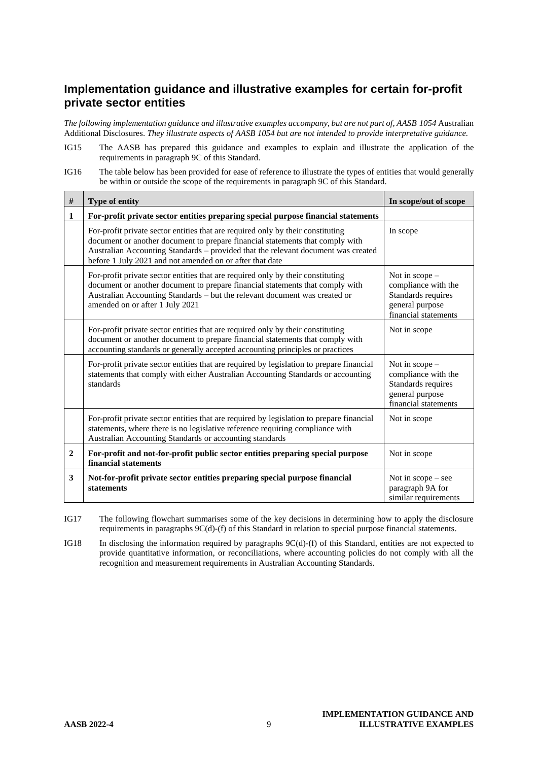## Implementation guidance and illustrative examples for certain for-profit private sector entities

*The following implementation guidance and illustrative examples accompany, but are not part of, AASB 1054* Australian Additional Disclosures. *They illustrate aspects of AASB 1054 but are not intended to provide interpretative guidance.*

IG15 The AASB has prepared this guidance and examples to explain and illustrate the application of the requirements in paragraph 9C of this Standard.

IG16 The table below has been provided for ease of reference to illustrate the types of entities that would generally be within or outside the scope of the requirements in paragraph 9C of this Standard.

| # | Type of entity | In scope/out of scope |
|---|---|---|
| **1** | **For-profit private sector entities preparing special purpose financial statements** | |
| | For-profit private sector entities that are required only by their constituting document or another document to prepare financial statements that comply with Australian Accounting Standards – provided that the relevant document was created before 1 July 2021 and not amended on or after that date | In scope |
| | For-profit private sector entities that are required only by their constituting document or another document to prepare financial statements that comply with Australian Accounting Standards – but the relevant document was created or amended on or after 1 July 2021 | Not in scope – compliance with the Standards requires general purpose financial statements |
| | For-profit private sector entities that are required only by their constituting document or another document to prepare financial statements that comply with accounting standards or generally accepted accounting principles or practices | Not in scope |
| | For-profit private sector entities that are required by legislation to prepare financial statements that comply with either Australian Accounting Standards or accounting standards | Not in scope – compliance with the Standards requires general purpose financial statements |
| | For-profit private sector entities that are required by legislation to prepare financial statements, where there is no legislative reference requiring compliance with Australian Accounting Standards or accounting standards | Not in scope |
| **2** | **For-profit and not-for-profit public sector entities preparing special purpose financial statements** | Not in scope |
| **3** | **Not-for-profit private sector entities preparing special purpose financial statements** | Not in scope – see paragraph 9A for similar requirements |

IG17 The following flowchart summarises some of the key decisions in determining how to apply the disclosure requirements in paragraphs 9C(d)-(f) of this Standard in relation to special purpose financial statements.

IG18 In disclosing the information required by paragraphs 9C(d)-(f) of this Standard, entities are not expected to provide quantitative information, or reconciliations, where accounting policies do not comply with all the recognition and measurement requirements in Australian Accounting Standards.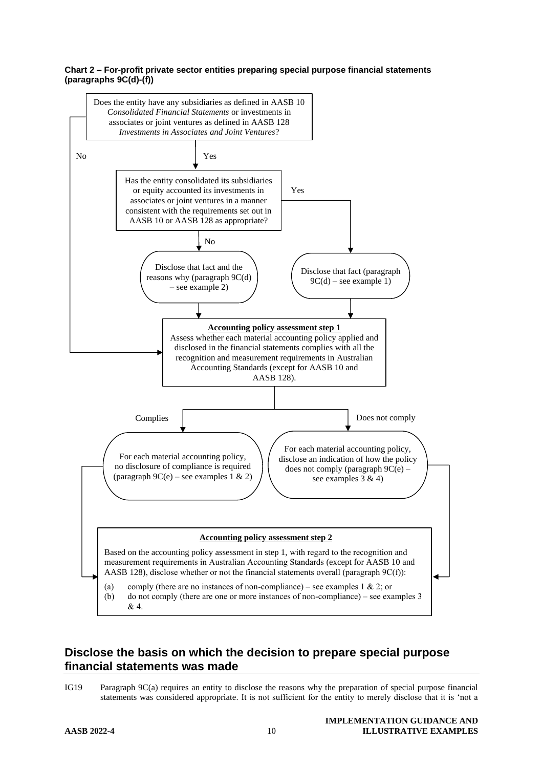**Chart 2 – For-profit private sector entities preparing special purpose financial statements (paragraphs 9C(d)-(f))**

Does the entity have any subsidiaries as defined in AASB 10 *Consolidated Financial Statements* or investments in associates or joint ventures as defined in AASB 128 *Investments in Associates and Joint Ventures*?

- No → Accounting policy assessment step 1
- Yes → Has the entity consolidated its subsidiaries or equity accounted its investments in associates or joint ventures in a manner consistent with the requirements set out in AASB 10 or AASB 128 as appropriate?
  - Yes → Disclose that fact (paragraph 9C(d) – see example 1) → Accounting policy assessment step 1
  - No → Disclose that fact and the reasons why (paragraph 9C(d) – see example 2) → Accounting policy assessment step 1

**Accounting policy assessment step 1**

Assess whether each material accounting policy applied and disclosed in the financial statements complies with all the recognition and measurement requirements in Australian Accounting Standards (except for AASB 10 and AASB 128).

- Complies → For each material accounting policy, no disclosure of compliance is required (paragraph 9C(e) – see examples 1 & 2) → Accounting policy assessment step 2
- Does not comply → For each material accounting policy, disclose an indication of how the policy does not comply (paragraph 9C(e) – see examples 3 & 4) → Accounting policy assessment step 2

**Accounting policy assessment step 2**

Based on the accounting policy assessment in step 1, with regard to the recognition and measurement requirements in Australian Accounting Standards (except for AASB 10 and AASB 128), disclose whether or not the financial statements overall (paragraph 9C(f)):

(a) comply (there are no instances of non-compliance) – see examples 1 & 2; or

(b) do not comply (there are one or more instances of non-compliance) – see examples 3 & 4.

## Disclose the basis on which the decision to prepare special purpose financial statements was made

IG19 Paragraph 9C(a) requires an entity to disclose the reasons why the preparation of special purpose financial statements was considered appropriate. It is not sufficient for the entity to merely disclose that it is 'not a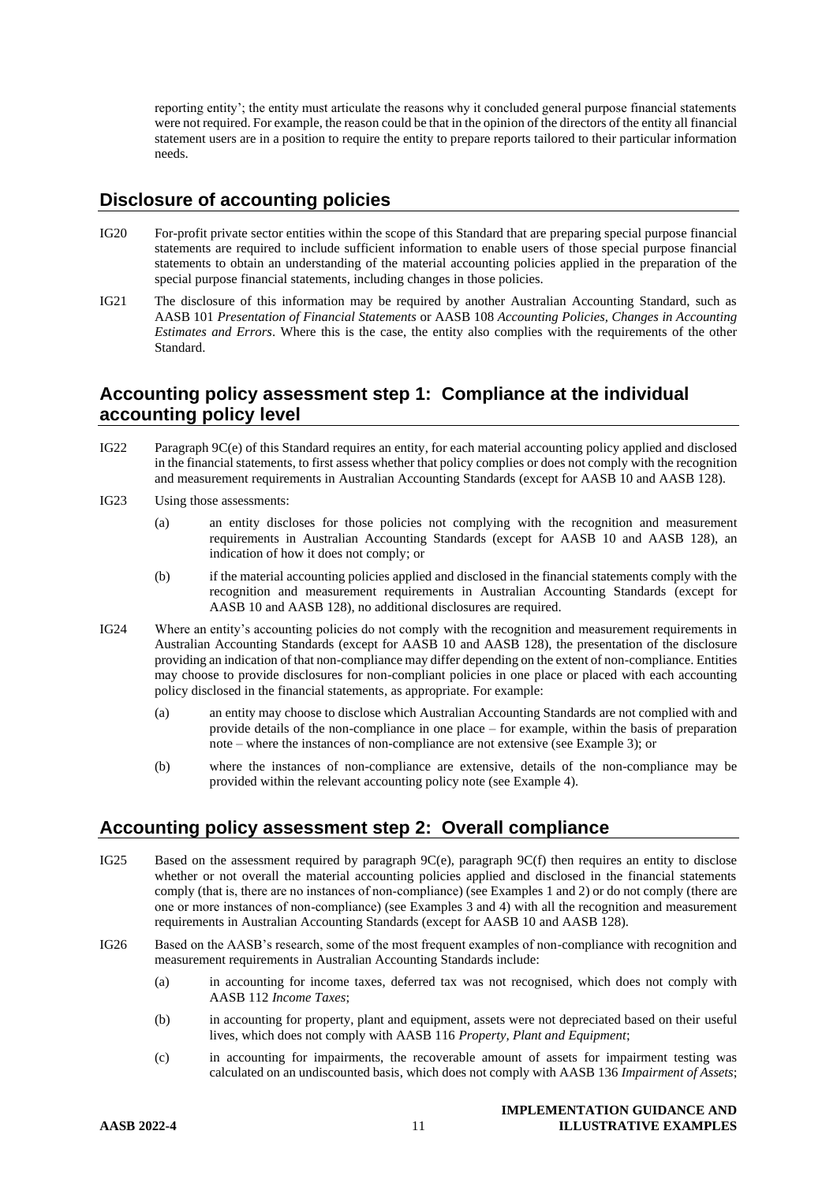reporting entity'; the entity must articulate the reasons why it concluded general purpose financial statements were not required. For example, the reason could be that in the opinion of the directors of the entity all financial statement users are in a position to require the entity to prepare reports tailored to their particular information needs.

## Disclosure of accounting policies

IG20 For-profit private sector entities within the scope of this Standard that are preparing special purpose financial statements are required to include sufficient information to enable users of those special purpose financial statements to obtain an understanding of the material accounting policies applied in the preparation of the special purpose financial statements, including changes in those policies.

IG21 The disclosure of this information may be required by another Australian Accounting Standard, such as AASB 101 *Presentation of Financial Statements* or AASB 108 *Accounting Policies, Changes in Accounting Estimates and Errors*. Where this is the case, the entity also complies with the requirements of the other Standard.

## Accounting policy assessment step 1: Compliance at the individual accounting policy level

IG22 Paragraph 9C(e) of this Standard requires an entity, for each material accounting policy applied and disclosed in the financial statements, to first assess whether that policy complies or does not comply with the recognition and measurement requirements in Australian Accounting Standards (except for AASB 10 and AASB 128).

IG23 Using those assessments:

(a) an entity discloses for those policies not complying with the recognition and measurement requirements in Australian Accounting Standards (except for AASB 10 and AASB 128), an indication of how it does not comply; or

(b) if the material accounting policies applied and disclosed in the financial statements comply with the recognition and measurement requirements in Australian Accounting Standards (except for AASB 10 and AASB 128), no additional disclosures are required.

IG24 Where an entity's accounting policies do not comply with the recognition and measurement requirements in Australian Accounting Standards (except for AASB 10 and AASB 128), the presentation of the disclosure providing an indication of that non-compliance may differ depending on the extent of non-compliance. Entities may choose to provide disclosures for non-compliant policies in one place or placed with each accounting policy disclosed in the financial statements, as appropriate. For example:

(a) an entity may choose to disclose which Australian Accounting Standards are not complied with and provide details of the non-compliance in one place – for example, within the basis of preparation note – where the instances of non-compliance are not extensive (see Example 3); or

(b) where the instances of non-compliance are extensive, details of the non-compliance may be provided within the relevant accounting policy note (see Example 4).

## Accounting policy assessment step 2: Overall compliance

IG25 Based on the assessment required by paragraph 9C(e), paragraph 9C(f) then requires an entity to disclose whether or not overall the material accounting policies applied and disclosed in the financial statements comply (that is, there are no instances of non-compliance) (see Examples 1 and 2) or do not comply (there are one or more instances of non-compliance) (see Examples 3 and 4) with all the recognition and measurement requirements in Australian Accounting Standards (except for AASB 10 and AASB 128).

IG26 Based on the AASB's research, some of the most frequent examples of non-compliance with recognition and measurement requirements in Australian Accounting Standards include:

(a) in accounting for income taxes, deferred tax was not recognised, which does not comply with AASB 112 *Income Taxes*;

(b) in accounting for property, plant and equipment, assets were not depreciated based on their useful lives, which does not comply with AASB 116 *Property, Plant and Equipment*;

(c) in accounting for impairments, the recoverable amount of assets for impairment testing was calculated on an undiscounted basis, which does not comply with AASB 136 *Impairment of Assets*;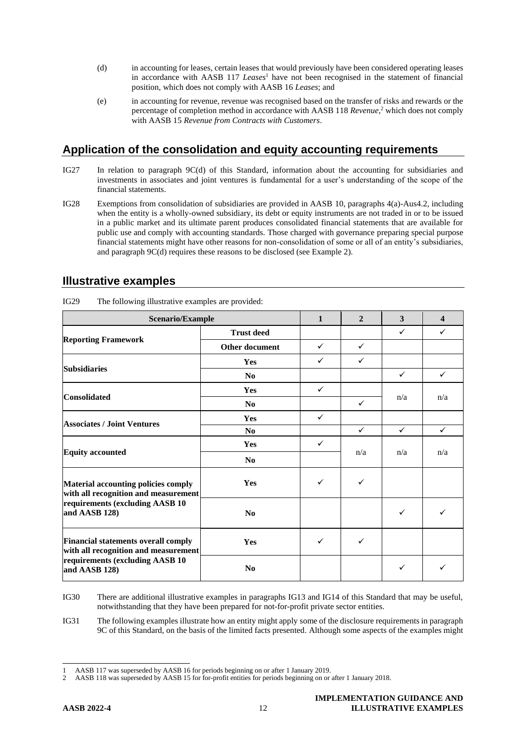(d) in accounting for leases, certain leases that would previously have been considered operating leases in accordance with AASB 117 *Leases*[1] have not been recognised in the statement of financial position, which does not comply with AASB 16 *Leases*; and

(e) in accounting for revenue, revenue was recognised based on the transfer of risks and rewards or the percentage of completion method in accordance with AASB 118 *Revenue*,[2] which does not comply with AASB 15 *Revenue from Contracts with Customers*.

## Application of the consolidation and equity accounting requirements

IG27 In relation to paragraph 9C(d) of this Standard, information about the accounting for subsidiaries and investments in associates and joint ventures is fundamental for a user's understanding of the scope of the financial statements.

IG28 Exemptions from consolidation of subsidiaries are provided in AASB 10, paragraphs 4(a)-Aus4.2, including when the entity is a wholly-owned subsidiary, its debt or equity instruments are not traded in or to be issued in a public market and its ultimate parent produces consolidated financial statements that are available for public use and comply with accounting standards. Those charged with governance preparing special purpose financial statements might have other reasons for non-consolidation of some or all of an entity's subsidiaries, and paragraph 9C(d) requires these reasons to be disclosed (see Example 2).

## Illustrative examples

IG29 The following illustrative examples are provided:

| Scenario/Example | | 1 | 2 | 3 | 4 |
|---|---|---|---|---|---|
| **Reporting Framework** | **Trust deed** | | | ✓ | ✓ |
| | **Other document** | ✓ | ✓ | | |
| **Subsidiaries** | **Yes** | ✓ | ✓ | | |
| | **No** | | | ✓ | ✓ |
| **Consolidated** | **Yes** | ✓ | | n/a | n/a |
| | **No** | | ✓ | | |
| **Associates / Joint Ventures** | **Yes** | ✓ | | | |
| | **No** | | ✓ | ✓ | ✓ |
| **Equity accounted** | **Yes** | ✓ | n/a | n/a | n/a |
| | **No** | | | | |
| **Material accounting policies comply with all recognition and measurement requirements (excluding AASB 10 and AASB 128)** | **Yes** | ✓ | ✓ | | |
| | **No** | | | ✓ | ✓ |
| **Financial statements overall comply with all recognition and measurement requirements (excluding AASB 10 and AASB 128)** | **Yes** | ✓ | ✓ | | |
| | **No** | | | ✓ | ✓ |

IG30 There are additional illustrative examples in paragraphs IG13 and IG14 of this Standard that may be useful, notwithstanding that they have been prepared for not-for-profit private sector entities.

IG31 The following examples illustrate how an entity might apply some of the disclosure requirements in paragraph 9C of this Standard, on the basis of the limited facts presented. Although some aspects of the examples might

1 AASB 117 was superseded by AASB 16 for periods beginning on or after 1 January 2019.
2 AASB 118 was superseded by AASB 15 for for-profit entities for periods beginning on or after 1 January 2018.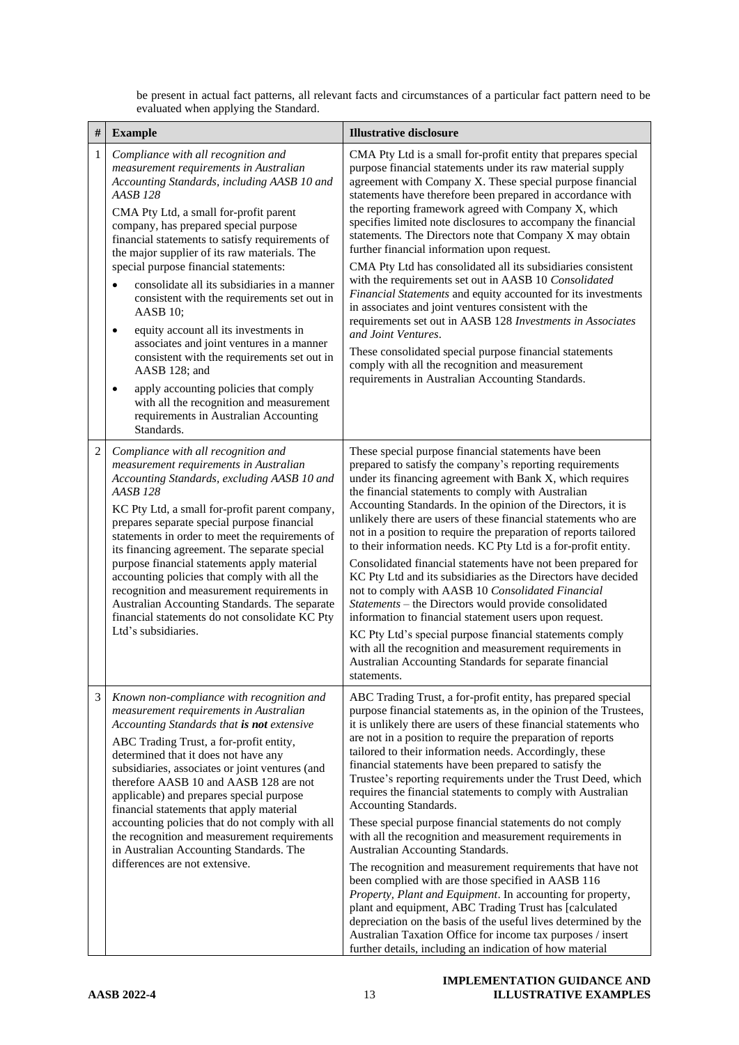be present in actual fact patterns, all relevant facts and circumstances of a particular fact pattern need to be evaluated when applying the Standard.

| # | Example | Illustrative disclosure |
|---|---|---|
| 1 | *Compliance with all recognition and measurement requirements in Australian Accounting Standards, including AASB 10 and AASB 128*<br><br>CMA Pty Ltd, a small for-profit parent company, has prepared special purpose financial statements to satisfy requirements of the major supplier of its raw materials. The special purpose financial statements:<br>• consolidate all its subsidiaries in a manner consistent with the requirements set out in AASB 10;<br>• equity account all its investments in associates and joint ventures in a manner consistent with the requirements set out in AASB 128; and<br>• apply accounting policies that comply with all the recognition and measurement requirements in Australian Accounting Standards. | CMA Pty Ltd is a small for-profit entity that prepares special purpose financial statements under its raw material supply agreement with Company X. These special purpose financial statements have therefore been prepared in accordance with the reporting framework agreed with Company X, which specifies limited note disclosures to accompany the financial statements. The Directors note that Company X may obtain further financial information upon request.<br><br>CMA Pty Ltd has consolidated all its subsidiaries consistent with the requirements set out in AASB 10 *Consolidated Financial Statements* and equity accounted for its investments in associates and joint ventures consistent with the requirements set out in AASB 128 *Investments in Associates and Joint Ventures*.<br><br>These consolidated special purpose financial statements comply with all the recognition and measurement requirements in Australian Accounting Standards. |
| 2 | *Compliance with all recognition and measurement requirements in Australian Accounting Standards, excluding AASB 10 and AASB 128*<br><br>KC Pty Ltd, a small for-profit parent company, prepares separate special purpose financial statements in order to meet the requirements of its financing agreement. The separate special purpose financial statements apply material accounting policies that comply with all the recognition and measurement requirements in Australian Accounting Standards. The separate financial statements do not consolidate KC Pty Ltd's subsidiaries. | These special purpose financial statements have been prepared to satisfy the company's reporting requirements under its financing agreement with Bank X, which requires the financial statements to comply with Australian Accounting Standards. In the opinion of the Directors, it is unlikely there are users of these financial statements who are not in a position to require the preparation of reports tailored to their information needs. KC Pty Ltd is a for-profit entity.<br><br>Consolidated financial statements have not been prepared for KC Pty Ltd and its subsidiaries as the Directors have decided not to comply with AASB 10 *Consolidated Financial Statements* – the Directors would provide consolidated information to financial statement users upon request.<br><br>KC Pty Ltd's special purpose financial statements comply with all the recognition and measurement requirements in Australian Accounting Standards for separate financial statements. |
| 3 | *Known non-compliance with recognition and measurement requirements in Australian Accounting Standards that **is not** extensive*<br><br>ABC Trading Trust, a for-profit entity, determined that it does not have any subsidiaries, associates or joint ventures (and therefore AASB 10 and AASB 128 are not applicable) and prepares special purpose financial statements that apply material accounting policies that do not comply with all the recognition and measurement requirements in Australian Accounting Standards. The differences are not extensive. | ABC Trading Trust, a for-profit entity, has prepared special purpose financial statements as, in the opinion of the Trustees, it is unlikely there are users of these financial statements who are not in a position to require the preparation of reports tailored to their information needs. Accordingly, these financial statements have been prepared to satisfy the Trustee's reporting requirements under the Trust Deed, which requires the financial statements to comply with Australian Accounting Standards.<br><br>These special purpose financial statements do not comply with all the recognition and measurement requirements in Australian Accounting Standards.<br><br>The recognition and measurement requirements that have not been complied with are those specified in AASB 116 *Property, Plant and Equipment*. In accounting for property, plant and equipment, ABC Trading Trust has [calculated depreciation on the basis of the useful lives determined by the Australian Taxation Office for income tax purposes / insert further details, including an indication of how material |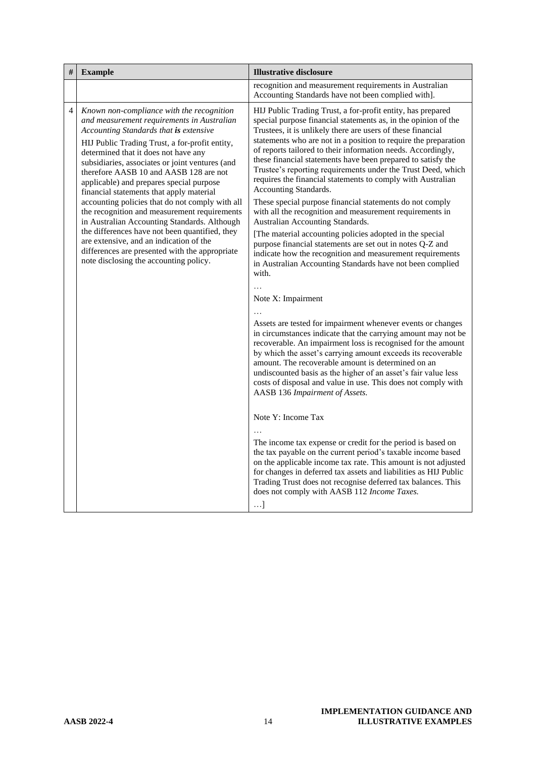| # | Example | Illustrative disclosure |
| --- | --- | --- |
| | | recognition and measurement requirements in Australian Accounting Standards have not been complied with]. |
| 4 | *Known non-compliance with the recognition and measurement requirements in Australian Accounting Standards that* ***is*** *extensive*<br><br>HIJ Public Trading Trust, a for-profit entity, determined that it does not have any subsidiaries, associates or joint ventures (and therefore AASB 10 and AASB 128 are not applicable) and prepares special purpose financial statements that apply material accounting policies that do not comply with all the recognition and measurement requirements in Australian Accounting Standards. Although the differences have not been quantified, they are extensive, and an indication of the differences are presented with the appropriate note disclosing the accounting policy. | HIJ Public Trading Trust, a for-profit entity, has prepared special purpose financial statements as, in the opinion of the Trustees, it is unlikely there are users of these financial statements who are not in a position to require the preparation of reports tailored to their information needs. Accordingly, these financial statements have been prepared to satisfy the Trustee's reporting requirements under the Trust Deed, which requires the financial statements to comply with Australian Accounting Standards.<br><br>These special purpose financial statements do not comply with all the recognition and measurement requirements in Australian Accounting Standards.<br><br>[The material accounting policies adopted in the special purpose financial statements are set out in notes Q-Z and indicate how the recognition and measurement requirements in Australian Accounting Standards have not been complied with.<br><br>…<br><br>Note X: Impairment<br><br>…<br><br>Assets are tested for impairment whenever events or changes in circumstances indicate that the carrying amount may not be recoverable. An impairment loss is recognised for the amount by which the asset's carrying amount exceeds its recoverable amount. The recoverable amount is determined on an undiscounted basis as the higher of an asset's fair value less costs of disposal and value in use. This does not comply with AASB 136 *Impairment of Assets.*<br><br>Note Y: Income Tax<br><br>…<br><br>The income tax expense or credit for the period is based on the tax payable on the current period's taxable income based on the applicable income tax rate. This amount is not adjusted for changes in deferred tax assets and liabilities as HIJ Public Trading Trust does not recognise deferred tax balances. This does not comply with AASB 112 *Income Taxes.*<br><br>…] |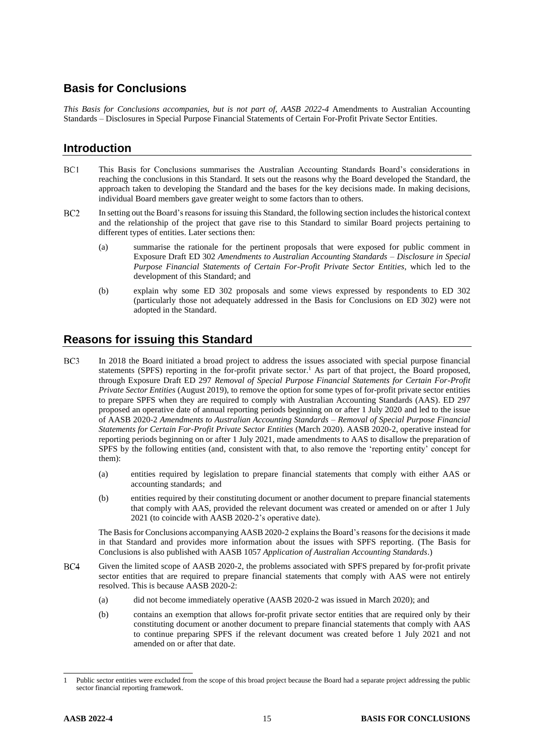## Basis for Conclusions

*This Basis for Conclusions accompanies, but is not part of, AASB 2022-4* Amendments to Australian Accounting Standards – Disclosures in Special Purpose Financial Statements of Certain For-Profit Private Sector Entities.

## Introduction

BC1 This Basis for Conclusions summarises the Australian Accounting Standards Board's considerations in reaching the conclusions in this Standard. It sets out the reasons why the Board developed the Standard, the approach taken to developing the Standard and the bases for the key decisions made. In making decisions, individual Board members gave greater weight to some factors than to others.

BC2 In setting out the Board's reasons for issuing this Standard, the following section includes the historical context and the relationship of the project that gave rise to this Standard to similar Board projects pertaining to different types of entities. Later sections then:

(a) summarise the rationale for the pertinent proposals that were exposed for public comment in Exposure Draft ED 302 *Amendments to Australian Accounting Standards – Disclosure in Special Purpose Financial Statements of Certain For-Profit Private Sector Entities*, which led to the development of this Standard; and

(b) explain why some ED 302 proposals and some views expressed by respondents to ED 302 (particularly those not adequately addressed in the Basis for Conclusions on ED 302) were not adopted in the Standard.

## Reasons for issuing this Standard

BC3 In 2018 the Board initiated a broad project to address the issues associated with special purpose financial statements (SPFS) reporting in the for-profit private sector.[1] As part of that project, the Board proposed, through Exposure Draft ED 297 *Removal of Special Purpose Financial Statements for Certain For-Profit Private Sector Entities* (August 2019), to remove the option for some types of for-profit private sector entities to prepare SPFS when they are required to comply with Australian Accounting Standards (AAS). ED 297 proposed an operative date of annual reporting periods beginning on or after 1 July 2020 and led to the issue of AASB 2020-2 *Amendments to Australian Accounting Standards – Removal of Special Purpose Financial Statements for Certain For-Profit Private Sector Entities* (March 2020). AASB 2020-2, operative instead for reporting periods beginning on or after 1 July 2021, made amendments to AAS to disallow the preparation of SPFS by the following entities (and, consistent with that, to also remove the 'reporting entity' concept for them):

(a) entities required by legislation to prepare financial statements that comply with either AAS or accounting standards; and

(b) entities required by their constituting document or another document to prepare financial statements that comply with AAS, provided the relevant document was created or amended on or after 1 July 2021 (to coincide with AASB 2020-2's operative date).

The Basis for Conclusions accompanying AASB 2020-2 explains the Board's reasons for the decisions it made in that Standard and provides more information about the issues with SPFS reporting. (The Basis for Conclusions is also published with AASB 1057 *Application of Australian Accounting Standards*.)

BC4 Given the limited scope of AASB 2020-2, the problems associated with SPFS prepared by for-profit private sector entities that are required to prepare financial statements that comply with AAS were not entirely resolved. This is because AASB 2020-2:

(a) did not become immediately operative (AASB 2020-2 was issued in March 2020); and

(b) contains an exemption that allows for-profit private sector entities that are required only by their constituting document or another document to prepare financial statements that comply with AAS to continue preparing SPFS if the relevant document was created before 1 July 2021 and not amended on or after that date.

---

[1] Public sector entities were excluded from the scope of this broad project because the Board had a separate project addressing the public sector financial reporting framework.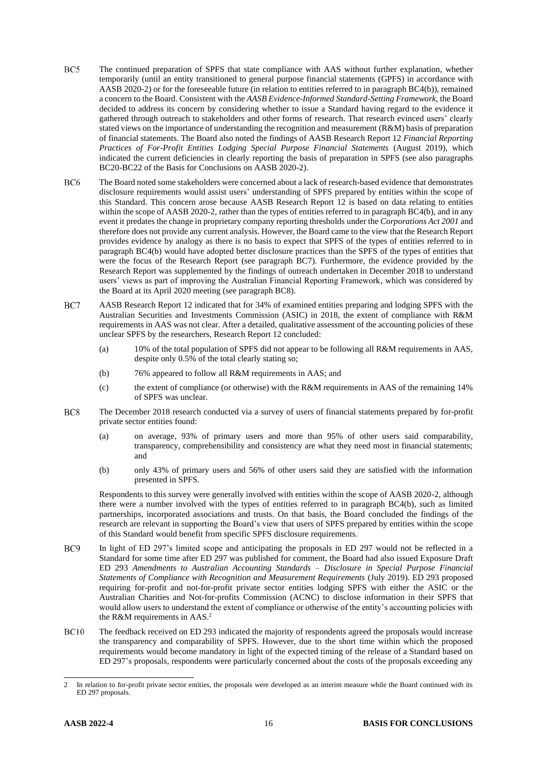BC5 The continued preparation of SPFS that state compliance with AAS without further explanation, whether temporarily (until an entity transitioned to general purpose financial statements (GPFS) in accordance with AASB 2020-2) or for the foreseeable future (in relation to entities referred to in paragraph BC4(b)), remained a concern to the Board. Consistent with the *AASB Evidence-Informed Standard-Setting Framework*, the Board decided to address its concern by considering whether to issue a Standard having regard to the evidence it gathered through outreach to stakeholders and other forms of research. That research evinced users' clearly stated views on the importance of understanding the recognition and measurement (R&M) basis of preparation of financial statements. The Board also noted the findings of AASB Research Report 12 *Financial Reporting Practices of For-Profit Entities Lodging Special Purpose Financial Statements* (August 2019), which indicated the current deficiencies in clearly reporting the basis of preparation in SPFS (see also paragraphs BC20-BC22 of the Basis for Conclusions on AASB 2020-2).

BC6 The Board noted some stakeholders were concerned about a lack of research-based evidence that demonstrates disclosure requirements would assist users' understanding of SPFS prepared by entities within the scope of this Standard. This concern arose because AASB Research Report 12 is based on data relating to entities within the scope of AASB 2020-2, rather than the types of entities referred to in paragraph BC4(b), and in any event it predates the change in proprietary company reporting thresholds under the *Corporations Act 2001* and therefore does not provide any current analysis. However, the Board came to the view that the Research Report provides evidence by analogy as there is no basis to expect that SPFS of the types of entities referred to in paragraph BC4(b) would have adopted better disclosure practices than the SPFS of the types of entities that were the focus of the Research Report (see paragraph BC7). Furthermore, the evidence provided by the Research Report was supplemented by the findings of outreach undertaken in December 2018 to understand users' views as part of improving the Australian Financial Reporting Framework, which was considered by the Board at its April 2020 meeting (see paragraph BC8).

BC7 AASB Research Report 12 indicated that for 34% of examined entities preparing and lodging SPFS with the Australian Securities and Investments Commission (ASIC) in 2018, the extent of compliance with R&M requirements in AAS was not clear. After a detailed, qualitative assessment of the accounting policies of these unclear SPFS by the researchers, Research Report 12 concluded:

(a) 10% of the total population of SPFS did not appear to be following all R&M requirements in AAS, despite only 0.5% of the total clearly stating so;

(b) 76% appeared to follow all R&M requirements in AAS; and

(c) the extent of compliance (or otherwise) with the R&M requirements in AAS of the remaining 14% of SPFS was unclear.

BC8 The December 2018 research conducted via a survey of users of financial statements prepared by for-profit private sector entities found:

(a) on average, 93% of primary users and more than 95% of other users said comparability, transparency, comprehensibility and consistency are what they need most in financial statements; and

(b) only 43% of primary users and 56% of other users said they are satisfied with the information presented in SPFS.

Respondents to this survey were generally involved with entities within the scope of AASB 2020-2, although there were a number involved with the types of entities referred to in paragraph BC4(b), such as limited partnerships, incorporated associations and trusts. On that basis, the Board concluded the findings of the research are relevant in supporting the Board's view that users of SPFS prepared by entities within the scope of this Standard would benefit from specific SPFS disclosure requirements.

BC9 In light of ED 297's limited scope and anticipating the proposals in ED 297 would not be reflected in a Standard for some time after ED 297 was published for comment, the Board had also issued Exposure Draft ED 293 *Amendments to Australian Accounting Standards – Disclosure in Special Purpose Financial Statements of Compliance with Recognition and Measurement Requirements* (July 2019). ED 293 proposed requiring for-profit and not-for-profit private sector entities lodging SPFS with either the ASIC or the Australian Charities and Not-for-profits Commission (ACNC) to disclose information in their SPFS that would allow users to understand the extent of compliance or otherwise of the entity's accounting policies with the R&M requirements in AAS.[2]

BC10 The feedback received on ED 293 indicated the majority of respondents agreed the proposals would increase the transparency and comparability of SPFS. However, due to the short time within which the proposed requirements would become mandatory in light of the expected timing of the release of a Standard based on ED 297's proposals, respondents were particularly concerned about the costs of the proposals exceeding any

2 In relation to for-profit private sector entities, the proposals were developed as an interim measure while the Board continued with its ED 297 proposals.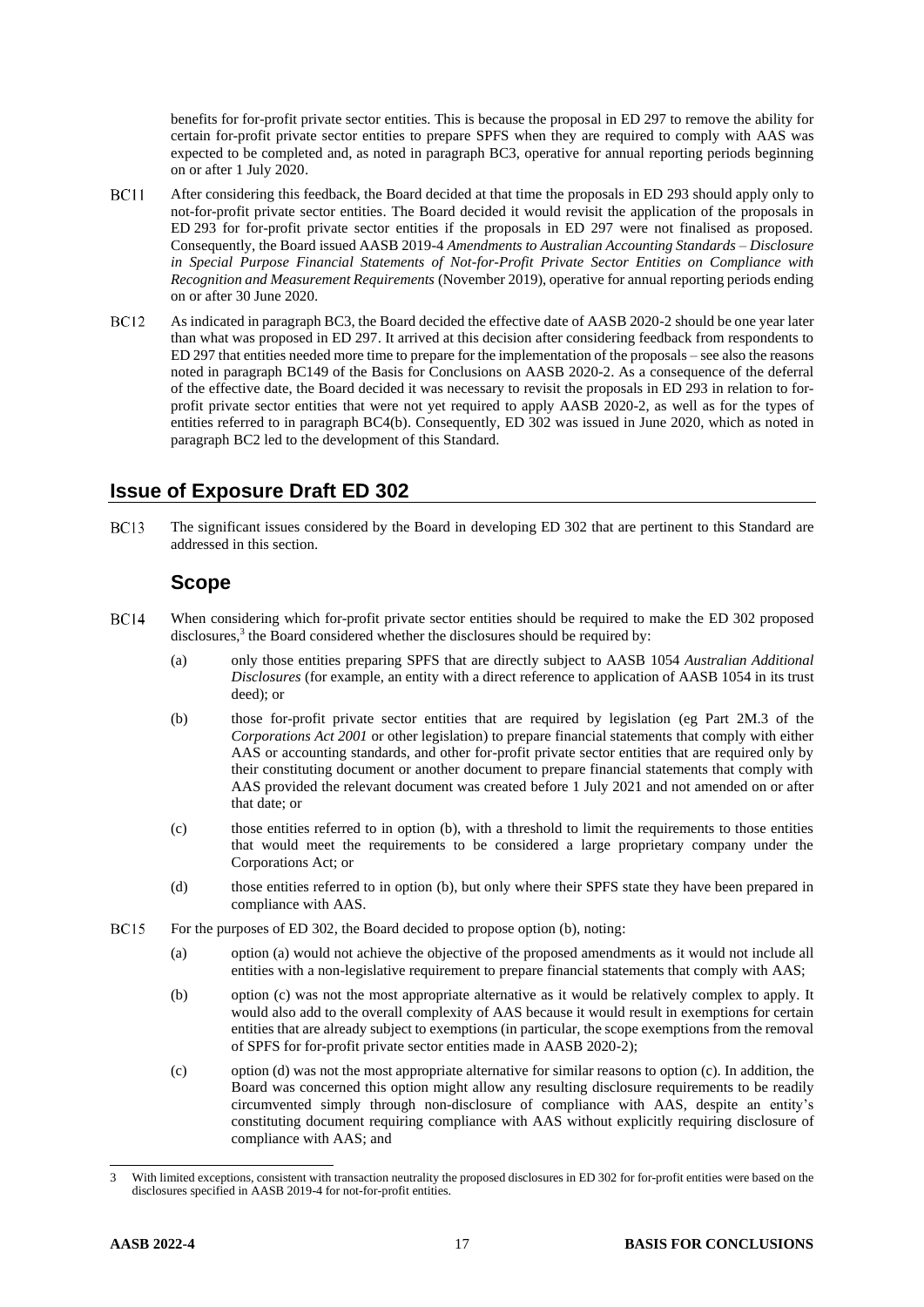benefits for for-profit private sector entities. This is because the proposal in ED 297 to remove the ability for certain for-profit private sector entities to prepare SPFS when they are required to comply with AAS was expected to be completed and, as noted in paragraph BC3, operative for annual reporting periods beginning on or after 1 July 2020.

BC11 After considering this feedback, the Board decided at that time the proposals in ED 293 should apply only to not-for-profit private sector entities. The Board decided it would revisit the application of the proposals in ED 293 for for-profit private sector entities if the proposals in ED 297 were not finalised as proposed. Consequently, the Board issued AASB 2019-4 *Amendments to Australian Accounting Standards – Disclosure in Special Purpose Financial Statements of Not-for-Profit Private Sector Entities on Compliance with Recognition and Measurement Requirements* (November 2019), operative for annual reporting periods ending on or after 30 June 2020.

BC12 As indicated in paragraph BC3, the Board decided the effective date of AASB 2020-2 should be one year later than what was proposed in ED 297. It arrived at this decision after considering feedback from respondents to ED 297 that entities needed more time to prepare for the implementation of the proposals – see also the reasons noted in paragraph BC149 of the Basis for Conclusions on AASB 2020-2. As a consequence of the deferral of the effective date, the Board decided it was necessary to revisit the proposals in ED 293 in relation to for-profit private sector entities that were not yet required to apply AASB 2020-2, as well as for the types of entities referred to in paragraph BC4(b). Consequently, ED 302 was issued in June 2020, which as noted in paragraph BC2 led to the development of this Standard.

## Issue of Exposure Draft ED 302

BC13 The significant issues considered by the Board in developing ED 302 that are pertinent to this Standard are addressed in this section.

### Scope

BC14 When considering which for-profit private sector entities should be required to make the ED 302 proposed disclosures,[3] the Board considered whether the disclosures should be required by:

(a) only those entities preparing SPFS that are directly subject to AASB 1054 *Australian Additional Disclosures* (for example, an entity with a direct reference to application of AASB 1054 in its trust deed); or

(b) those for-profit private sector entities that are required by legislation (eg Part 2M.3 of the *Corporations Act 2001* or other legislation) to prepare financial statements that comply with either AAS or accounting standards, and other for-profit private sector entities that are required only by their constituting document or another document to prepare financial statements that comply with AAS provided the relevant document was created before 1 July 2021 and not amended on or after that date; or

(c) those entities referred to in option (b), with a threshold to limit the requirements to those entities that would meet the requirements to be considered a large proprietary company under the Corporations Act; or

(d) those entities referred to in option (b), but only where their SPFS state they have been prepared in compliance with AAS.

BC15 For the purposes of ED 302, the Board decided to propose option (b), noting:

(a) option (a) would not achieve the objective of the proposed amendments as it would not include all entities with a non-legislative requirement to prepare financial statements that comply with AAS;

(b) option (c) was not the most appropriate alternative as it would be relatively complex to apply. It would also add to the overall complexity of AAS because it would result in exemptions for certain entities that are already subject to exemptions (in particular, the scope exemptions from the removal of SPFS for for-profit private sector entities made in AASB 2020-2);

(c) option (d) was not the most appropriate alternative for similar reasons to option (c). In addition, the Board was concerned this option might allow any resulting disclosure requirements to be readily circumvented simply through non-disclosure of compliance with AAS, despite an entity's constituting document requiring compliance with AAS without explicitly requiring disclosure of compliance with AAS; and

---

3 With limited exceptions, consistent with transaction neutrality the proposed disclosures in ED 302 for for-profit entities were based on the disclosures specified in AASB 2019-4 for not-for-profit entities.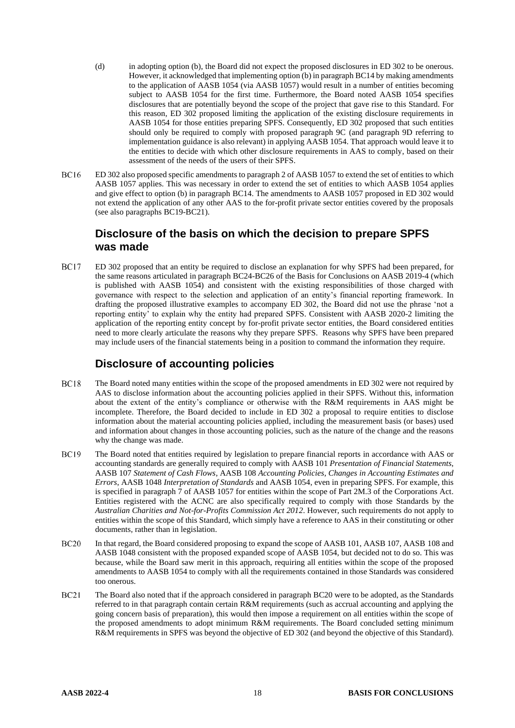(d) in adopting option (b), the Board did not expect the proposed disclosures in ED 302 to be onerous. However, it acknowledged that implementing option (b) in paragraph BC14 by making amendments to the application of AASB 1054 (via AASB 1057) would result in a number of entities becoming subject to AASB 1054 for the first time. Furthermore, the Board noted AASB 1054 specifies disclosures that are potentially beyond the scope of the project that gave rise to this Standard. For this reason, ED 302 proposed limiting the application of the existing disclosure requirements in AASB 1054 for those entities preparing SPFS. Consequently, ED 302 proposed that such entities should only be required to comply with proposed paragraph 9C (and paragraph 9D referring to implementation guidance is also relevant) in applying AASB 1054. That approach would leave it to the entities to decide with which other disclosure requirements in AAS to comply, based on their assessment of the needs of the users of their SPFS.

BC16 ED 302 also proposed specific amendments to paragraph 2 of AASB 1057 to extend the set of entities to which AASB 1057 applies. This was necessary in order to extend the set of entities to which AASB 1054 applies and give effect to option (b) in paragraph BC14. The amendments to AASB 1057 proposed in ED 302 would not extend the application of any other AAS to the for-profit private sector entities covered by the proposals (see also paragraphs BC19-BC21).

## Disclosure of the basis on which the decision to prepare SPFS was made

BC17 ED 302 proposed that an entity be required to disclose an explanation for why SPFS had been prepared, for the same reasons articulated in paragraph BC24-BC26 of the Basis for Conclusions on AASB 2019-4 (which is published with AASB 1054) and consistent with the existing responsibilities of those charged with governance with respect to the selection and application of an entity's financial reporting framework. In drafting the proposed illustrative examples to accompany ED 302, the Board did not use the phrase 'not a reporting entity' to explain why the entity had prepared SPFS. Consistent with AASB 2020-2 limiting the application of the reporting entity concept by for-profit private sector entities, the Board considered entities need to more clearly articulate the reasons why they prepare SPFS. Reasons why SPFS have been prepared may include users of the financial statements being in a position to command the information they require.

## Disclosure of accounting policies

BC18 The Board noted many entities within the scope of the proposed amendments in ED 302 were not required by AAS to disclose information about the accounting policies applied in their SPFS. Without this, information about the extent of the entity's compliance or otherwise with the R&M requirements in AAS might be incomplete. Therefore, the Board decided to include in ED 302 a proposal to require entities to disclose information about the material accounting policies applied, including the measurement basis (or bases) used and information about changes in those accounting policies, such as the nature of the change and the reasons why the change was made.

BC19 The Board noted that entities required by legislation to prepare financial reports in accordance with AAS or accounting standards are generally required to comply with AASB 101 *Presentation of Financial Statements*, AASB 107 *Statement of Cash Flows*, AASB 108 *Accounting Policies, Changes in Accounting Estimates and Errors*, AASB 1048 *Interpretation of Standards* and AASB 1054, even in preparing SPFS. For example, this is specified in paragraph 7 of AASB 1057 for entities within the scope of Part 2M.3 of the Corporations Act. Entities registered with the ACNC are also specifically required to comply with those Standards by the *Australian Charities and Not-for-Profits Commission Act 2012*. However, such requirements do not apply to entities within the scope of this Standard, which simply have a reference to AAS in their constituting or other documents, rather than in legislation.

BC20 In that regard, the Board considered proposing to expand the scope of AASB 101, AASB 107, AASB 108 and AASB 1048 consistent with the proposed expanded scope of AASB 1054, but decided not to do so. This was because, while the Board saw merit in this approach, requiring all entities within the scope of the proposed amendments to AASB 1054 to comply with all the requirements contained in those Standards was considered too onerous.

BC21 The Board also noted that if the approach considered in paragraph BC20 were to be adopted, as the Standards referred to in that paragraph contain certain R&M requirements (such as accrual accounting and applying the going concern basis of preparation), this would then impose a requirement on all entities within the scope of the proposed amendments to adopt minimum R&M requirements. The Board concluded setting minimum R&M requirements in SPFS was beyond the objective of ED 302 (and beyond the objective of this Standard).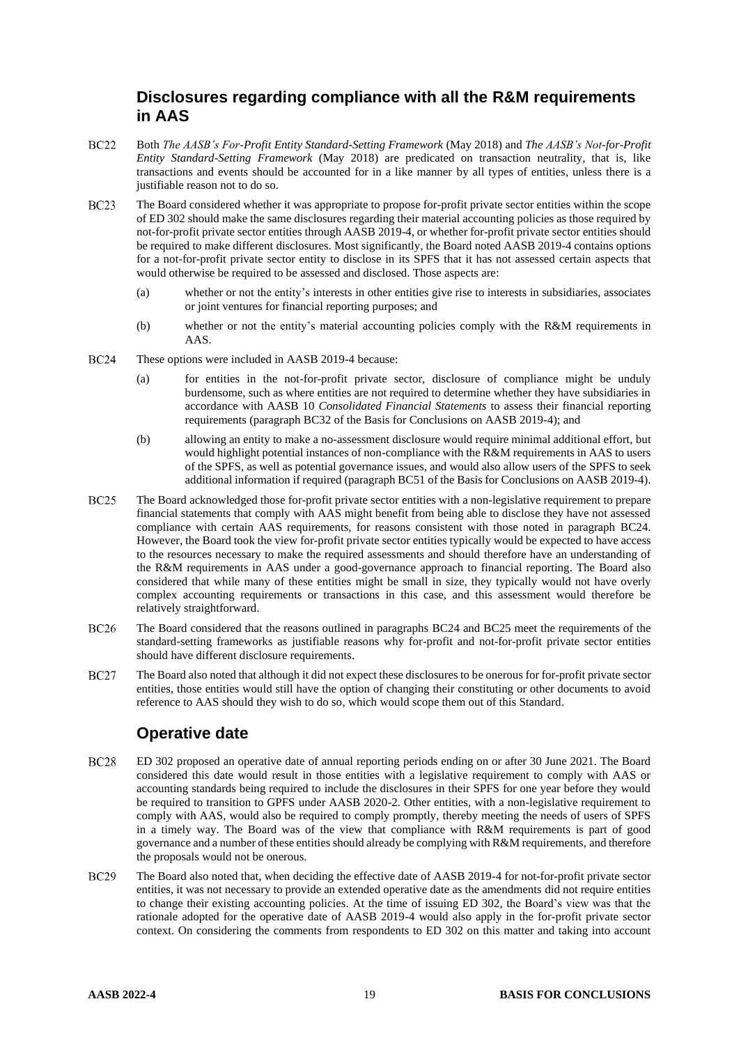## Disclosures regarding compliance with all the R&M requirements in AAS

BC22 Both *The AASB's For-Profit Entity Standard-Setting Framework* (May 2018) and *The AASB's Not-for-Profit Entity Standard-Setting Framework* (May 2018) are predicated on transaction neutrality, that is, like transactions and events should be accounted for in a like manner by all types of entities, unless there is a justifiable reason not to do so.

BC23 The Board considered whether it was appropriate to propose for-profit private sector entities within the scope of ED 302 should make the same disclosures regarding their material accounting policies as those required by not-for-profit private sector entities through AASB 2019-4, or whether for-profit private sector entities should be required to make different disclosures. Most significantly, the Board noted AASB 2019-4 contains options for a not-for-profit private sector entity to disclose in its SPFS that it has not assessed certain aspects that would otherwise be required to be assessed and disclosed. Those aspects are:

(a) whether or not the entity's interests in other entities give rise to interests in subsidiaries, associates or joint ventures for financial reporting purposes; and

(b) whether or not the entity's material accounting policies comply with the R&M requirements in AAS.

BC24 These options were included in AASB 2019-4 because:

(a) for entities in the not-for-profit private sector, disclosure of compliance might be unduly burdensome, such as where entities are not required to determine whether they have subsidiaries in accordance with AASB 10 *Consolidated Financial Statements* to assess their financial reporting requirements (paragraph BC32 of the Basis for Conclusions on AASB 2019-4); and

(b) allowing an entity to make a no-assessment disclosure would require minimal additional effort, but would highlight potential instances of non-compliance with the R&M requirements in AAS to users of the SPFS, as well as potential governance issues, and would also allow users of the SPFS to seek additional information if required (paragraph BC51 of the Basis for Conclusions on AASB 2019-4).

BC25 The Board acknowledged those for-profit private sector entities with a non-legislative requirement to prepare financial statements that comply with AAS might benefit from being able to disclose they have not assessed compliance with certain AAS requirements, for reasons consistent with those noted in paragraph BC24. However, the Board took the view for-profit private sector entities typically would be expected to have access to the resources necessary to make the required assessments and should therefore have an understanding of the R&M requirements in AAS under a good-governance approach to financial reporting. The Board also considered that while many of these entities might be small in size, they typically would not have overly complex accounting requirements or transactions in this case, and this assessment would therefore be relatively straightforward.

BC26 The Board considered that the reasons outlined in paragraphs BC24 and BC25 meet the requirements of the standard-setting frameworks as justifiable reasons why for-profit and not-for-profit private sector entities should have different disclosure requirements.

BC27 The Board also noted that although it did not expect these disclosures to be onerous for for-profit private sector entities, those entities would still have the option of changing their constituting or other documents to avoid reference to AAS should they wish to do so, which would scope them out of this Standard.

## Operative date

BC28 ED 302 proposed an operative date of annual reporting periods ending on or after 30 June 2021. The Board considered this date would result in those entities with a legislative requirement to comply with AAS or accounting standards being required to include the disclosures in their SPFS for one year before they would be required to transition to GPFS under AASB 2020-2. Other entities, with a non-legislative requirement to comply with AAS, would also be required to comply promptly, thereby meeting the needs of users of SPFS in a timely way. The Board was of the view that compliance with R&M requirements is part of good governance and a number of these entities should already be complying with R&M requirements, and therefore the proposals would not be onerous.

BC29 The Board also noted that, when deciding the effective date of AASB 2019-4 for not-for-profit private sector entities, it was not necessary to provide an extended operative date as the amendments did not require entities to change their existing accounting policies. At the time of issuing ED 302, the Board's view was that the rationale adopted for the operative date of AASB 2019-4 would also apply in the for-profit private sector context. On considering the comments from respondents to ED 302 on this matter and taking into account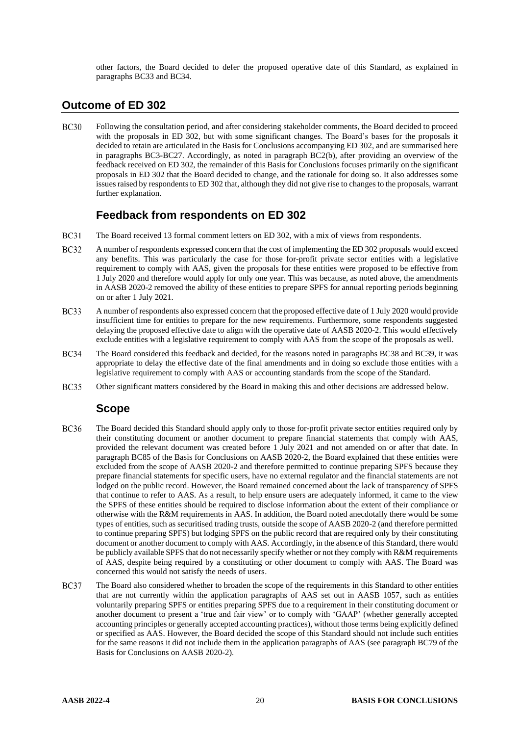other factors, the Board decided to defer the proposed operative date of this Standard, as explained in paragraphs BC33 and BC34.

## Outcome of ED 302

BC30 Following the consultation period, and after considering stakeholder comments, the Board decided to proceed with the proposals in ED 302, but with some significant changes. The Board's bases for the proposals it decided to retain are articulated in the Basis for Conclusions accompanying ED 302, and are summarised here in paragraphs BC3-BC27. Accordingly, as noted in paragraph BC2(b), after providing an overview of the feedback received on ED 302, the remainder of this Basis for Conclusions focuses primarily on the significant proposals in ED 302 that the Board decided to change, and the rationale for doing so. It also addresses some issues raised by respondents to ED 302 that, although they did not give rise to changes to the proposals, warrant further explanation.

### Feedback from respondents on ED 302

BC31 The Board received 13 formal comment letters on ED 302, with a mix of views from respondents.

BC32 A number of respondents expressed concern that the cost of implementing the ED 302 proposals would exceed any benefits. This was particularly the case for those for-profit private sector entities with a legislative requirement to comply with AAS, given the proposals for these entities were proposed to be effective from 1 July 2020 and therefore would apply for only one year. This was because, as noted above, the amendments in AASB 2020-2 removed the ability of these entities to prepare SPFS for annual reporting periods beginning on or after 1 July 2021.

BC33 A number of respondents also expressed concern that the proposed effective date of 1 July 2020 would provide insufficient time for entities to prepare for the new requirements. Furthermore, some respondents suggested delaying the proposed effective date to align with the operative date of AASB 2020-2. This would effectively exclude entities with a legislative requirement to comply with AAS from the scope of the proposals as well.

BC34 The Board considered this feedback and decided, for the reasons noted in paragraphs BC38 and BC39, it was appropriate to delay the effective date of the final amendments and in doing so exclude those entities with a legislative requirement to comply with AAS or accounting standards from the scope of the Standard.

BC35 Other significant matters considered by the Board in making this and other decisions are addressed below.

### Scope

BC36 The Board decided this Standard should apply only to those for-profit private sector entities required only by their constituting document or another document to prepare financial statements that comply with AAS, provided the relevant document was created before 1 July 2021 and not amended on or after that date. In paragraph BC85 of the Basis for Conclusions on AASB 2020-2, the Board explained that these entities were excluded from the scope of AASB 2020-2 and therefore permitted to continue preparing SPFS because they prepare financial statements for specific users, have no external regulator and the financial statements are not lodged on the public record. However, the Board remained concerned about the lack of transparency of SPFS that continue to refer to AAS. As a result, to help ensure users are adequately informed, it came to the view the SPFS of these entities should be required to disclose information about the extent of their compliance or otherwise with the R&M requirements in AAS. In addition, the Board noted anecdotally there would be some types of entities, such as securitised trading trusts, outside the scope of AASB 2020-2 (and therefore permitted to continue preparing SPFS) but lodging SPFS on the public record that are required only by their constituting document or another document to comply with AAS. Accordingly, in the absence of this Standard, there would be publicly available SPFS that do not necessarily specify whether or not they comply with R&M requirements of AAS, despite being required by a constituting or other document to comply with AAS. The Board was concerned this would not satisfy the needs of users.

BC37 The Board also considered whether to broaden the scope of the requirements in this Standard to other entities that are not currently within the application paragraphs of AAS set out in AASB 1057, such as entities voluntarily preparing SPFS or entities preparing SPFS due to a requirement in their constituting document or another document to present a 'true and fair view' or to comply with 'GAAP' (whether generally accepted accounting principles or generally accepted accounting practices), without those terms being explicitly defined or specified as AAS. However, the Board decided the scope of this Standard should not include such entities for the same reasons it did not include them in the application paragraphs of AAS (see paragraph BC79 of the Basis for Conclusions on AASB 2020-2).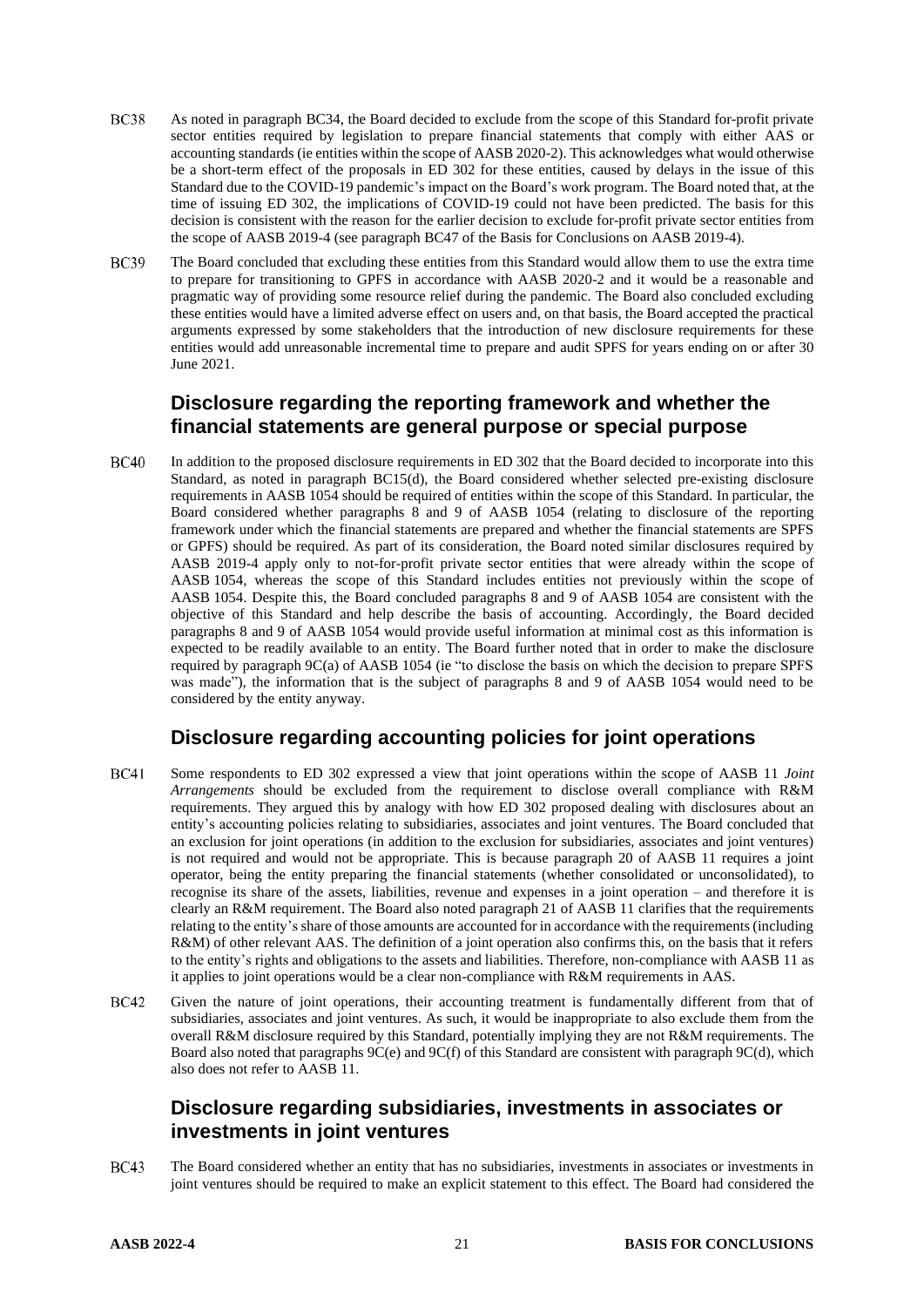BC38 As noted in paragraph BC34, the Board decided to exclude from the scope of this Standard for-profit private sector entities required by legislation to prepare financial statements that comply with either AAS or accounting standards (ie entities within the scope of AASB 2020-2). This acknowledges what would otherwise be a short-term effect of the proposals in ED 302 for these entities, caused by delays in the issue of this Standard due to the COVID-19 pandemic's impact on the Board's work program. The Board noted that, at the time of issuing ED 302, the implications of COVID-19 could not have been predicted. The basis for this decision is consistent with the reason for the earlier decision to exclude for-profit private sector entities from the scope of AASB 2019-4 (see paragraph BC47 of the Basis for Conclusions on AASB 2019-4).

BC39 The Board concluded that excluding these entities from this Standard would allow them to use the extra time to prepare for transitioning to GPFS in accordance with AASB 2020-2 and it would be a reasonable and pragmatic way of providing some resource relief during the pandemic. The Board also concluded excluding these entities would have a limited adverse effect on users and, on that basis, the Board accepted the practical arguments expressed by some stakeholders that the introduction of new disclosure requirements for these entities would add unreasonable incremental time to prepare and audit SPFS for years ending on or after 30 June 2021.

## Disclosure regarding the reporting framework and whether the financial statements are general purpose or special purpose

BC40 In addition to the proposed disclosure requirements in ED 302 that the Board decided to incorporate into this Standard, as noted in paragraph BC15(d), the Board considered whether selected pre-existing disclosure requirements in AASB 1054 should be required of entities within the scope of this Standard. In particular, the Board considered whether paragraphs 8 and 9 of AASB 1054 (relating to disclosure of the reporting framework under which the financial statements are prepared and whether the financial statements are SPFS or GPFS) should be required. As part of its consideration, the Board noted similar disclosures required by AASB 2019-4 apply only to not-for-profit private sector entities that were already within the scope of AASB 1054, whereas the scope of this Standard includes entities not previously within the scope of AASB 1054. Despite this, the Board concluded paragraphs 8 and 9 of AASB 1054 are consistent with the objective of this Standard and help describe the basis of accounting. Accordingly, the Board decided paragraphs 8 and 9 of AASB 1054 would provide useful information at minimal cost as this information is expected to be readily available to an entity. The Board further noted that in order to make the disclosure required by paragraph 9C(a) of AASB 1054 (ie "to disclose the basis on which the decision to prepare SPFS was made"), the information that is the subject of paragraphs 8 and 9 of AASB 1054 would need to be considered by the entity anyway.

## Disclosure regarding accounting policies for joint operations

BC41 Some respondents to ED 302 expressed a view that joint operations within the scope of AASB 11 *Joint Arrangements* should be excluded from the requirement to disclose overall compliance with R&M requirements. They argued this by analogy with how ED 302 proposed dealing with disclosures about an entity's accounting policies relating to subsidiaries, associates and joint ventures. The Board concluded that an exclusion for joint operations (in addition to the exclusion for subsidiaries, associates and joint ventures) is not required and would not be appropriate. This is because paragraph 20 of AASB 11 requires a joint operator, being the entity preparing the financial statements (whether consolidated or unconsolidated), to recognise its share of the assets, liabilities, revenue and expenses in a joint operation – and therefore it is clearly an R&M requirement. The Board also noted paragraph 21 of AASB 11 clarifies that the requirements relating to the entity's share of those amounts are accounted for in accordance with the requirements (including R&M) of other relevant AAS. The definition of a joint operation also confirms this, on the basis that it refers to the entity's rights and obligations to the assets and liabilities. Therefore, non-compliance with AASB 11 as it applies to joint operations would be a clear non-compliance with R&M requirements in AAS.

BC42 Given the nature of joint operations, their accounting treatment is fundamentally different from that of subsidiaries, associates and joint ventures. As such, it would be inappropriate to also exclude them from the overall R&M disclosure required by this Standard, potentially implying they are not R&M requirements. The Board also noted that paragraphs 9C(e) and 9C(f) of this Standard are consistent with paragraph 9C(d), which also does not refer to AASB 11.

## Disclosure regarding subsidiaries, investments in associates or investments in joint ventures

BC43 The Board considered whether an entity that has no subsidiaries, investments in associates or investments in joint ventures should be required to make an explicit statement to this effect. The Board had considered the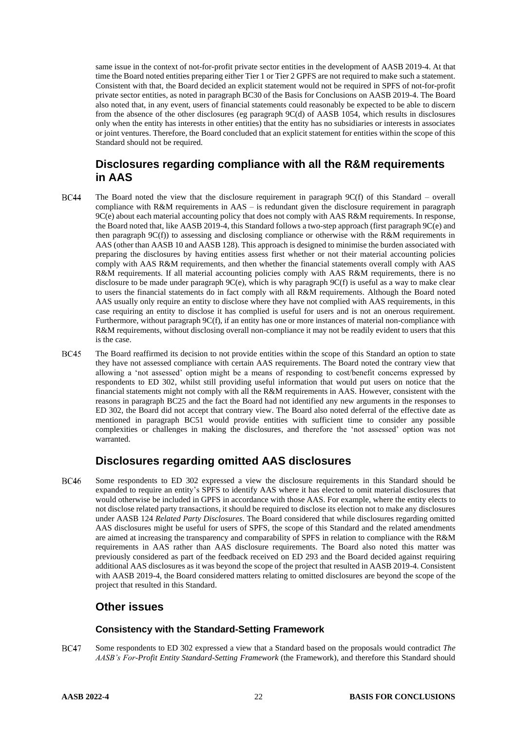same issue in the context of not-for-profit private sector entities in the development of AASB 2019-4. At that time the Board noted entities preparing either Tier 1 or Tier 2 GPFS are not required to make such a statement. Consistent with that, the Board decided an explicit statement would not be required in SPFS of not-for-profit private sector entities, as noted in paragraph BC30 of the Basis for Conclusions on AASB 2019-4. The Board also noted that, in any event, users of financial statements could reasonably be expected to be able to discern from the absence of the other disclosures (eg paragraph 9C(d) of AASB 1054, which results in disclosures only when the entity has interests in other entities) that the entity has no subsidiaries or interests in associates or joint ventures. Therefore, the Board concluded that an explicit statement for entities within the scope of this Standard should not be required.

## Disclosures regarding compliance with all the R&M requirements in AAS

BC44 The Board noted the view that the disclosure requirement in paragraph 9C(f) of this Standard – overall compliance with R&M requirements in AAS – is redundant given the disclosure requirement in paragraph 9C(e) about each material accounting policy that does not comply with AAS R&M requirements. In response, the Board noted that, like AASB 2019-4, this Standard follows a two-step approach (first paragraph 9C(e) and then paragraph 9C(f)) to assessing and disclosing compliance or otherwise with the R&M requirements in AAS (other than AASB 10 and AASB 128). This approach is designed to minimise the burden associated with preparing the disclosures by having entities assess first whether or not their material accounting policies comply with AAS R&M requirements, and then whether the financial statements overall comply with AAS R&M requirements. If all material accounting policies comply with AAS R&M requirements, there is no disclosure to be made under paragraph 9C(e), which is why paragraph 9C(f) is useful as a way to make clear to users the financial statements do in fact comply with all R&M requirements. Although the Board noted AAS usually only require an entity to disclose where they have not complied with AAS requirements, in this case requiring an entity to disclose it has complied is useful for users and is not an onerous requirement. Furthermore, without paragraph 9C(f), if an entity has one or more instances of material non-compliance with R&M requirements, without disclosing overall non-compliance it may not be readily evident to users that this is the case.

BC45 The Board reaffirmed its decision to not provide entities within the scope of this Standard an option to state they have not assessed compliance with certain AAS requirements. The Board noted the contrary view that allowing a 'not assessed' option might be a means of responding to cost/benefit concerns expressed by respondents to ED 302, whilst still providing useful information that would put users on notice that the financial statements might not comply with all the R&M requirements in AAS. However, consistent with the reasons in paragraph BC25 and the fact the Board had not identified any new arguments in the responses to ED 302, the Board did not accept that contrary view. The Board also noted deferral of the effective date as mentioned in paragraph BC51 would provide entities with sufficient time to consider any possible complexities or challenges in making the disclosures, and therefore the 'not assessed' option was not warranted.

## Disclosures regarding omitted AAS disclosures

BC46 Some respondents to ED 302 expressed a view the disclosure requirements in this Standard should be expanded to require an entity's SPFS to identify AAS where it has elected to omit material disclosures that would otherwise be included in GPFS in accordance with those AAS. For example, where the entity elects to not disclose related party transactions, it should be required to disclose its election not to make any disclosures under AASB 124 *Related Party Disclosures*. The Board considered that while disclosures regarding omitted AAS disclosures might be useful for users of SPFS, the scope of this Standard and the related amendments are aimed at increasing the transparency and comparability of SPFS in relation to compliance with the R&M requirements in AAS rather than AAS disclosure requirements. The Board also noted this matter was previously considered as part of the feedback received on ED 293 and the Board decided against requiring additional AAS disclosures as it was beyond the scope of the project that resulted in AASB 2019-4. Consistent with AASB 2019-4, the Board considered matters relating to omitted disclosures are beyond the scope of the project that resulted in this Standard.

## Other issues

### Consistency with the Standard-Setting Framework

BC47 Some respondents to ED 302 expressed a view that a Standard based on the proposals would contradict *The AASB's For-Profit Entity Standard-Setting Framework* (the Framework), and therefore this Standard should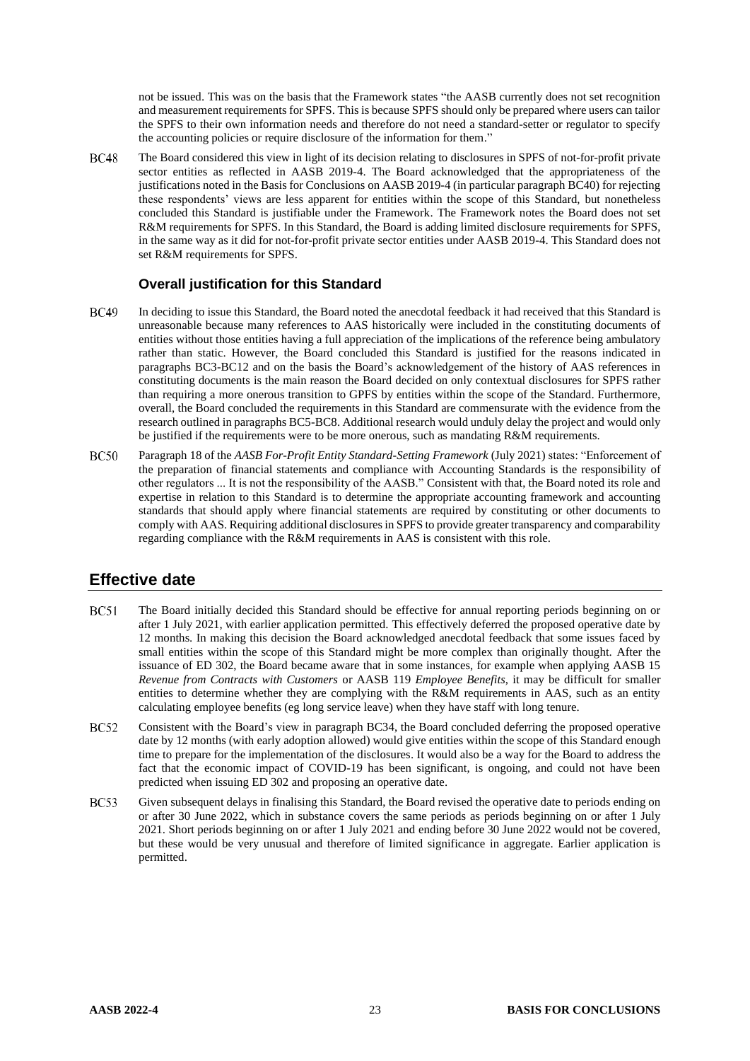not be issued. This was on the basis that the Framework states "the AASB currently does not set recognition and measurement requirements for SPFS. This is because SPFS should only be prepared where users can tailor the SPFS to their own information needs and therefore do not need a standard-setter or regulator to specify the accounting policies or require disclosure of the information for them."

BC48 The Board considered this view in light of its decision relating to disclosures in SPFS of not-for-profit private sector entities as reflected in AASB 2019-4. The Board acknowledged that the appropriateness of the justifications noted in the Basis for Conclusions on AASB 2019-4 (in particular paragraph BC40) for rejecting these respondents' views are less apparent for entities within the scope of this Standard, but nonetheless concluded this Standard is justifiable under the Framework. The Framework notes the Board does not set R&M requirements for SPFS. In this Standard, the Board is adding limited disclosure requirements for SPFS, in the same way as it did for not-for-profit private sector entities under AASB 2019-4. This Standard does not set R&M requirements for SPFS.

### Overall justification for this Standard

BC49 In deciding to issue this Standard, the Board noted the anecdotal feedback it had received that this Standard is unreasonable because many references to AAS historically were included in the constituting documents of entities without those entities having a full appreciation of the implications of the reference being ambulatory rather than static. However, the Board concluded this Standard is justified for the reasons indicated in paragraphs BC3-BC12 and on the basis the Board's acknowledgement of the history of AAS references in constituting documents is the main reason the Board decided on only contextual disclosures for SPFS rather than requiring a more onerous transition to GPFS by entities within the scope of the Standard. Furthermore, overall, the Board concluded the requirements in this Standard are commensurate with the evidence from the research outlined in paragraphs BC5-BC8. Additional research would unduly delay the project and would only be justified if the requirements were to be more onerous, such as mandating R&M requirements.

BC50 Paragraph 18 of the *AASB For-Profit Entity Standard-Setting Framework* (July 2021) states: "Enforcement of the preparation of financial statements and compliance with Accounting Standards is the responsibility of other regulators ... It is not the responsibility of the AASB." Consistent with that, the Board noted its role and expertise in relation to this Standard is to determine the appropriate accounting framework and accounting standards that should apply where financial statements are required by constituting or other documents to comply with AAS. Requiring additional disclosures in SPFS to provide greater transparency and comparability regarding compliance with the R&M requirements in AAS is consistent with this role.

## Effective date

BC51 The Board initially decided this Standard should be effective for annual reporting periods beginning on or after 1 July 2021, with earlier application permitted. This effectively deferred the proposed operative date by 12 months. In making this decision the Board acknowledged anecdotal feedback that some issues faced by small entities within the scope of this Standard might be more complex than originally thought. After the issuance of ED 302, the Board became aware that in some instances, for example when applying AASB 15 *Revenue from Contracts with Customers* or AASB 119 *Employee Benefits*, it may be difficult for smaller entities to determine whether they are complying with the R&M requirements in AAS, such as an entity calculating employee benefits (eg long service leave) when they have staff with long tenure.

BC52 Consistent with the Board's view in paragraph BC34, the Board concluded deferring the proposed operative date by 12 months (with early adoption allowed) would give entities within the scope of this Standard enough time to prepare for the implementation of the disclosures. It would also be a way for the Board to address the fact that the economic impact of COVID-19 has been significant, is ongoing, and could not have been predicted when issuing ED 302 and proposing an operative date.

BC53 Given subsequent delays in finalising this Standard, the Board revised the operative date to periods ending on or after 30 June 2022, which in substance covers the same periods as periods beginning on or after 1 July 2021. Short periods beginning on or after 1 July 2021 and ending before 30 June 2022 would not be covered, but these would be very unusual and therefore of limited significance in aggregate. Earlier application is permitted.